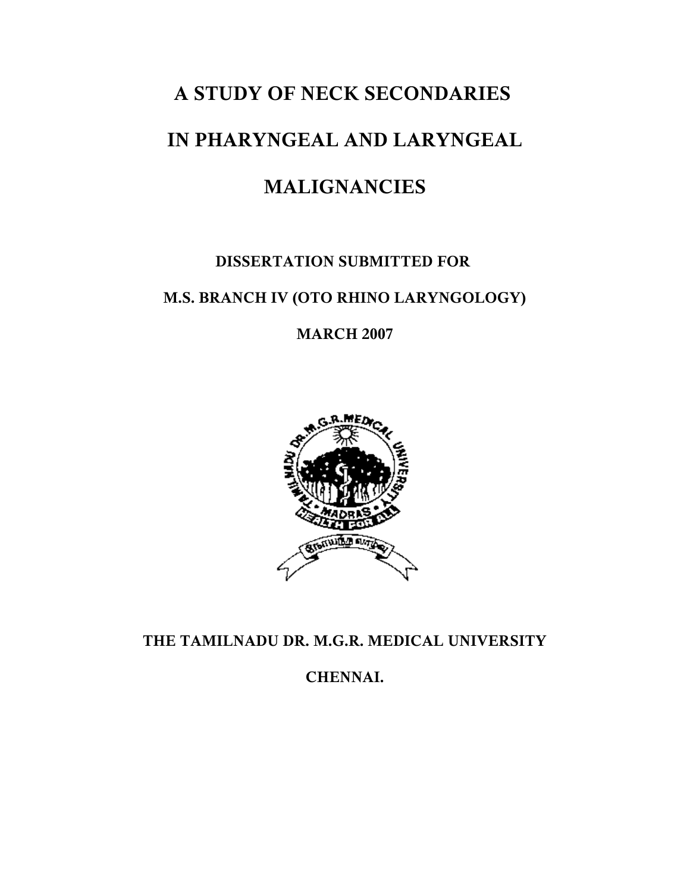# A STUDY OF NECK SECONDARIES IN PHARYNGEAL AND LARYNGEAL MALIGNANCIES

**DISSERTATION SUBMITTED FOR**

**M.S. BRANCH IV (OTO RHINO LARYNGOLOGY)**

**MARCH 2007**

**THE TAMILNADU DR. M.G.R. MEDICAL UNIVERSITY**

**CHENNAI.**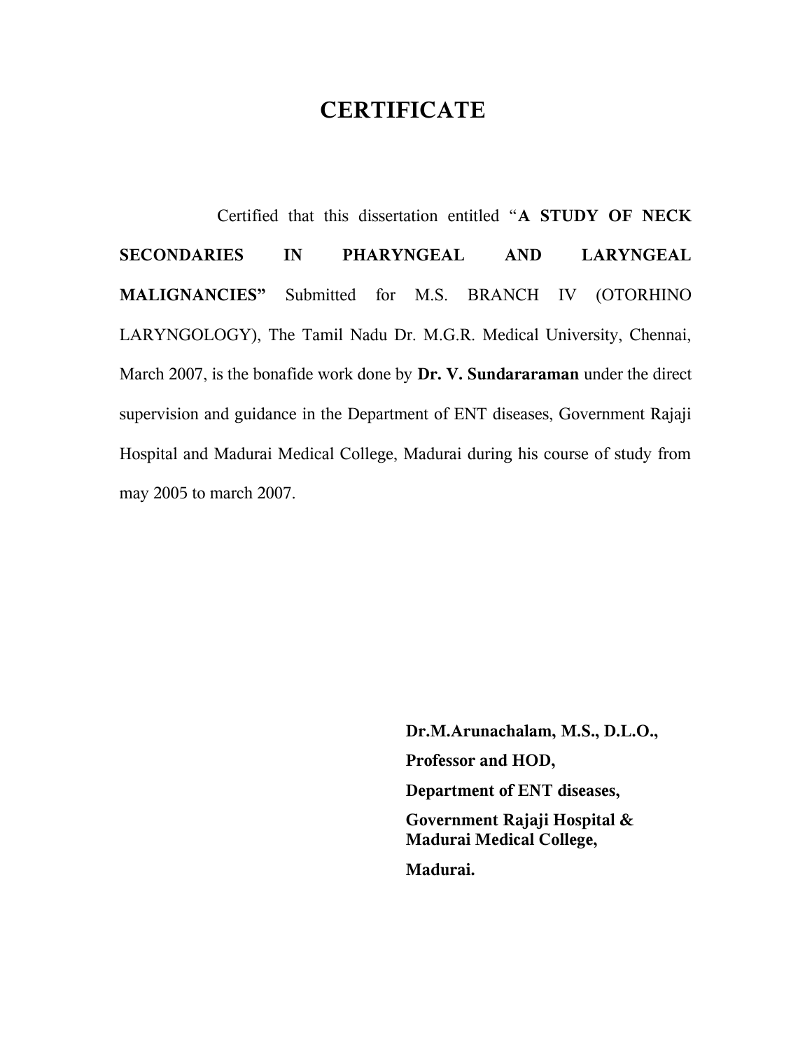# CERTIFICATE

Certified that this dissertation entitled "**A STUDY OF NECK SECONDARIES IN PHARYNGEAL AND LARYNGEAL MALIGNANCIES"** Submitted for M.S. BRANCH IV (OTORHINO LARYNGOLOGY), The Tamil Nadu Dr. M.G.R. Medical University, Chennai, March 2007, is the bonafide work done by **Dr. V. Sundararaman** under the direct supervision and guidance in the Department of ENT diseases, Government Rajaji Hospital and Madurai Medical College, Madurai during his course of study from may 2005 to march 2007.

**Dr.M.Arunachalam, M.S., D.L.O.,**

**Professor and HOD,**

**Department of ENT diseases,**

**Government Rajaji Hospital &**
**Madurai Medical College,**

**Madurai.**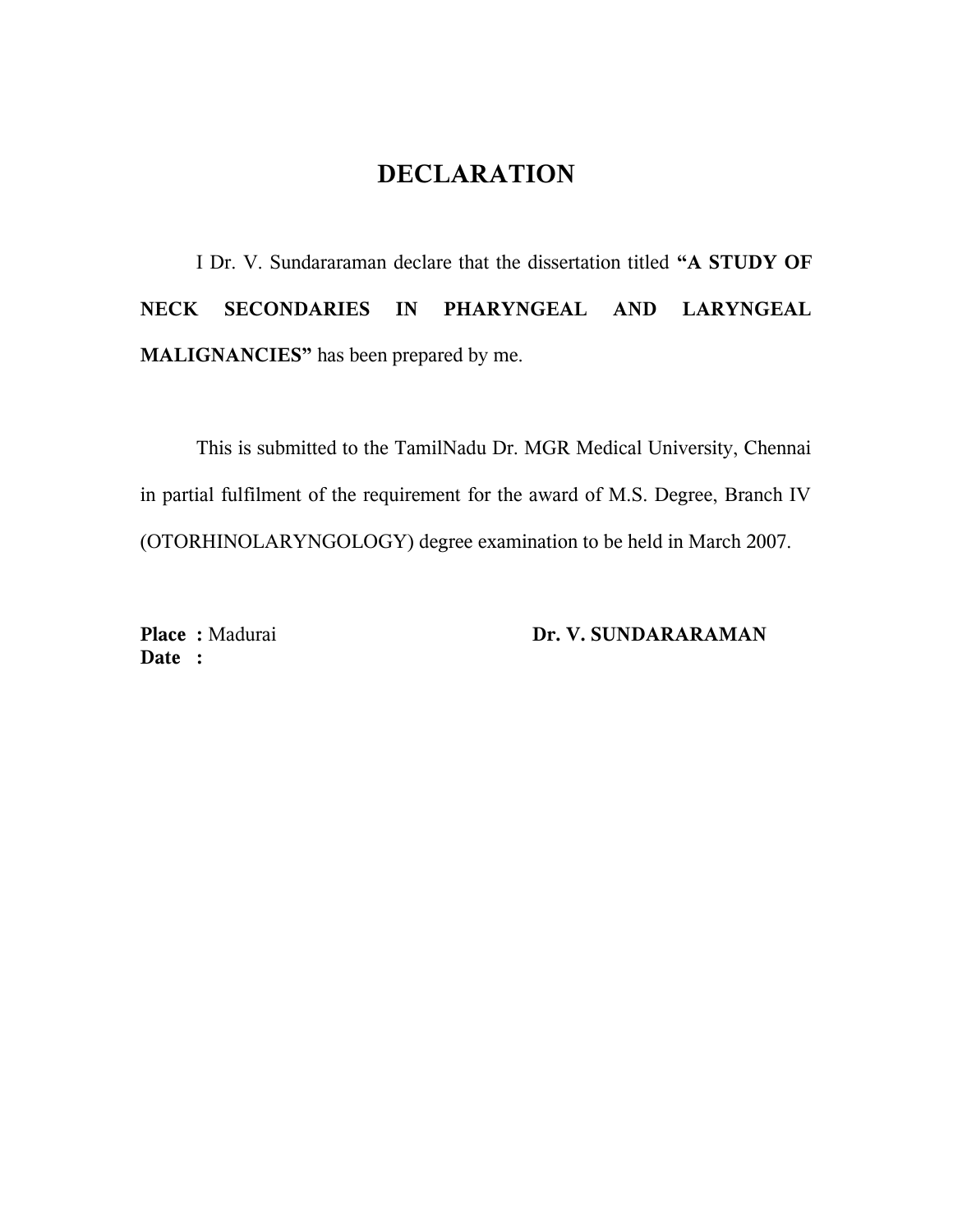# DECLARATION

I Dr. V. Sundararaman declare that the dissertation titled **"A STUDY OF NECK SECONDARIES IN PHARYNGEAL AND LARYNGEAL MALIGNANCIES"** has been prepared by me.

This is submitted to the TamilNadu Dr. MGR Medical University, Chennai in partial fulfilment of the requirement for the award of M.S. Degree, Branch IV (OTORHINOLARYNGOLOGY) degree examination to be held in March 2007.

**Place :** Madurai

**Date :**

**Dr. V. SUNDARARAMAN**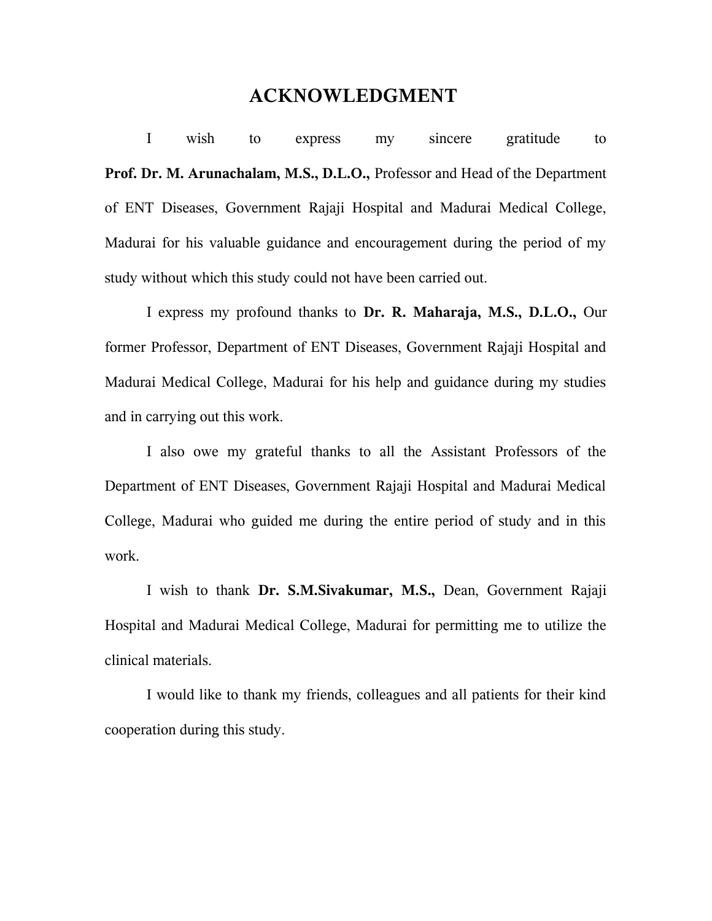# ACKNOWLEDGMENT

I wish to express my sincere gratitude to **Prof. Dr. M. Arunachalam, M.S., D.L.O.,** Professor and Head of the Department of ENT Diseases, Government Rajaji Hospital and Madurai Medical College, Madurai for his valuable guidance and encouragement during the period of my study without which this study could not have been carried out.

I express my profound thanks to **Dr. R. Maharaja, M.S., D.L.O.,** Our former Professor, Department of ENT Diseases, Government Rajaji Hospital and Madurai Medical College, Madurai for his help and guidance during my studies and in carrying out this work.

I also owe my grateful thanks to all the Assistant Professors of the Department of ENT Diseases, Government Rajaji Hospital and Madurai Medical College, Madurai who guided me during the entire period of study and in this work.

I wish to thank **Dr. S.M.Sivakumar, M.S.,** Dean, Government Rajaji Hospital and Madurai Medical College, Madurai for permitting me to utilize the clinical materials.

I would like to thank my friends, colleagues and all patients for their kind cooperation during this study.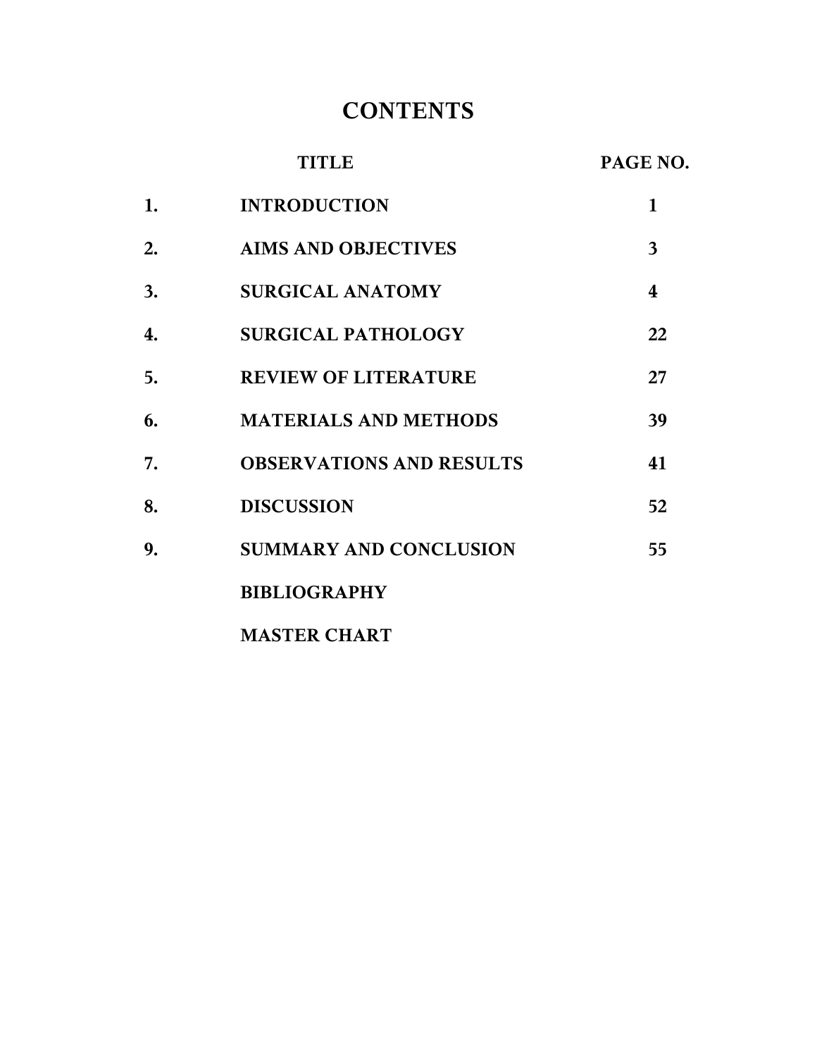# CONTENTS

| | TITLE | PAGE NO. |
|---|---|---|
| 1. | INTRODUCTION | 1 |
| 2. | AIMS AND OBJECTIVES | 3 |
| 3. | SURGICAL ANATOMY | 4 |
| 4. | SURGICAL PATHOLOGY | 22 |
| 5. | REVIEW OF LITERATURE | 27 |
| 6. | MATERIALS AND METHODS | 39 |
| 7. | OBSERVATIONS AND RESULTS | 41 |
| 8. | DISCUSSION | 52 |
| 9. | SUMMARY AND CONCLUSION | 55 |
| | BIBLIOGRAPHY | |
| | MASTER CHART | |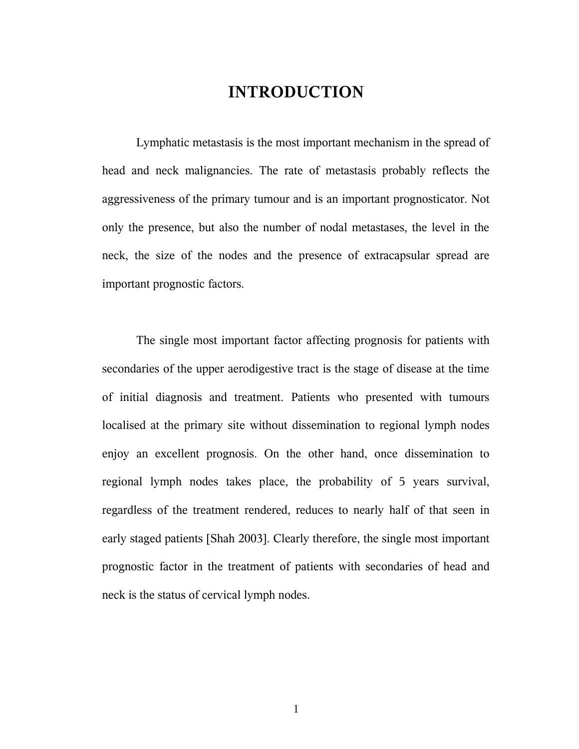# INTRODUCTION

Lymphatic metastasis is the most important mechanism in the spread of head and neck malignancies. The rate of metastasis probably reflects the aggressiveness of the primary tumour and is an important prognosticator. Not only the presence, but also the number of nodal metastases, the level in the neck, the size of the nodes and the presence of extracapsular spread are important prognostic factors.

The single most important factor affecting prognosis for patients with secondaries of the upper aerodigestive tract is the stage of disease at the time of initial diagnosis and treatment. Patients who presented with tumours localised at the primary site without dissemination to regional lymph nodes enjoy an excellent prognosis. On the other hand, once dissemination to regional lymph nodes takes place, the probability of 5 years survival, regardless of the treatment rendered, reduces to nearly half of that seen in early staged patients [Shah 2003]. Clearly therefore, the single most important prognostic factor in the treatment of patients with secondaries of head and neck is the status of cervical lymph nodes.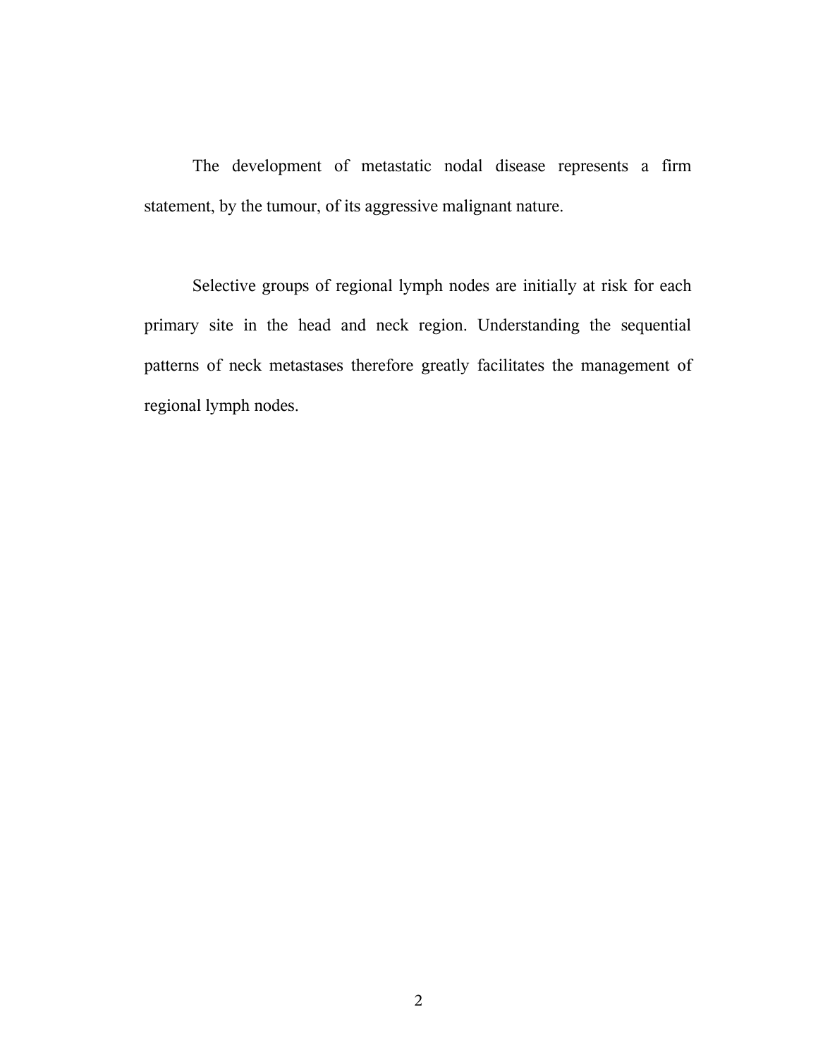The development of metastatic nodal disease represents a firm statement, by the tumour, of its aggressive malignant nature.

Selective groups of regional lymph nodes are initially at risk for each primary site in the head and neck region. Understanding the sequential patterns of neck metastases therefore greatly facilitates the management of regional lymph nodes.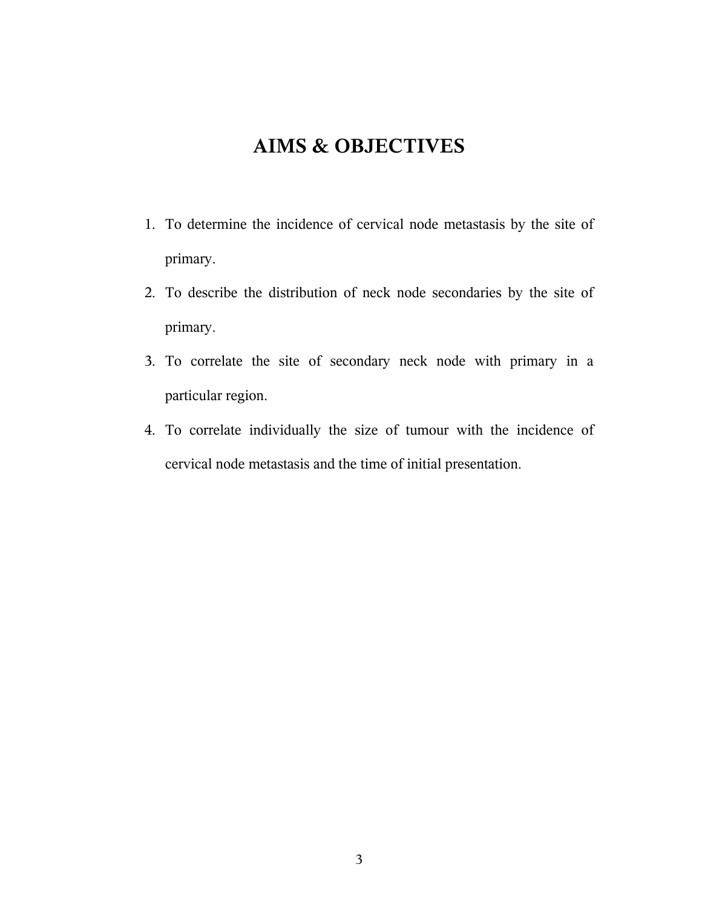# AIMS & OBJECTIVES

1. To determine the incidence of cervical node metastasis by the site of primary.
2. To describe the distribution of neck node secondaries by the site of primary.
3. To correlate the site of secondary neck node with primary in a particular region.
4. To correlate individually the size of tumour with the incidence of cervical node metastasis and the time of initial presentation.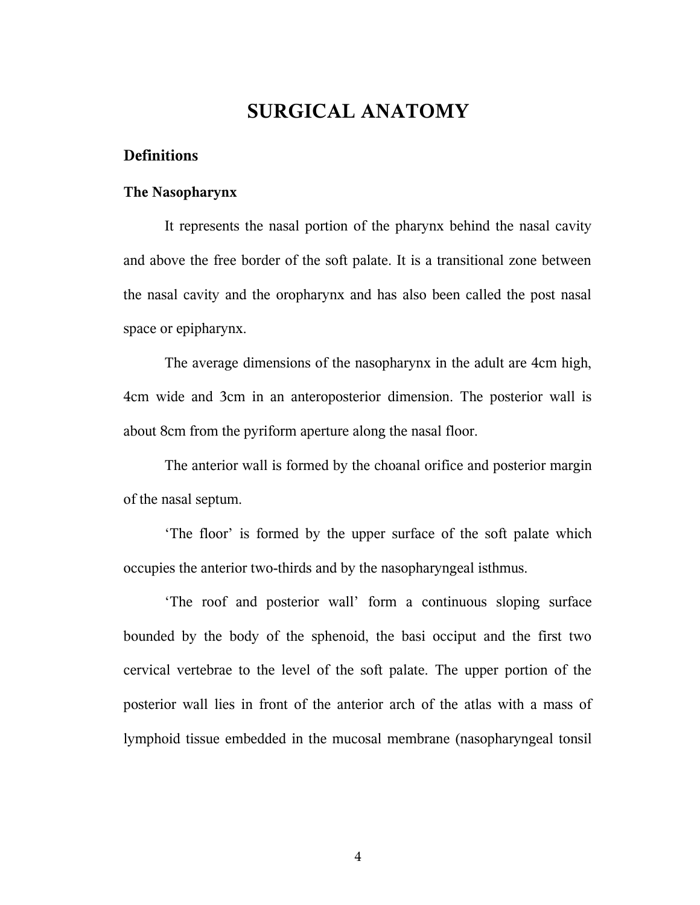# SURGICAL ANATOMY

## Definitions

### The Nasopharynx

It represents the nasal portion of the pharynx behind the nasal cavity and above the free border of the soft palate. It is a transitional zone between the nasal cavity and the oropharynx and has also been called the post nasal space or epipharynx.

The average dimensions of the nasopharynx in the adult are 4cm high, 4cm wide and 3cm in an anteroposterior dimension. The posterior wall is about 8cm from the pyriform aperture along the nasal floor.

The anterior wall is formed by the choanal orifice and posterior margin of the nasal septum.

'The floor' is formed by the upper surface of the soft palate which occupies the anterior two-thirds and by the nasopharyngeal isthmus.

'The roof and posterior wall' form a continuous sloping surface bounded by the body of the sphenoid, the basi occiput and the first two cervical vertebrae to the level of the soft palate. The upper portion of the posterior wall lies in front of the anterior arch of the atlas with a mass of lymphoid tissue embedded in the mucosal membrane (nasopharyngeal tonsil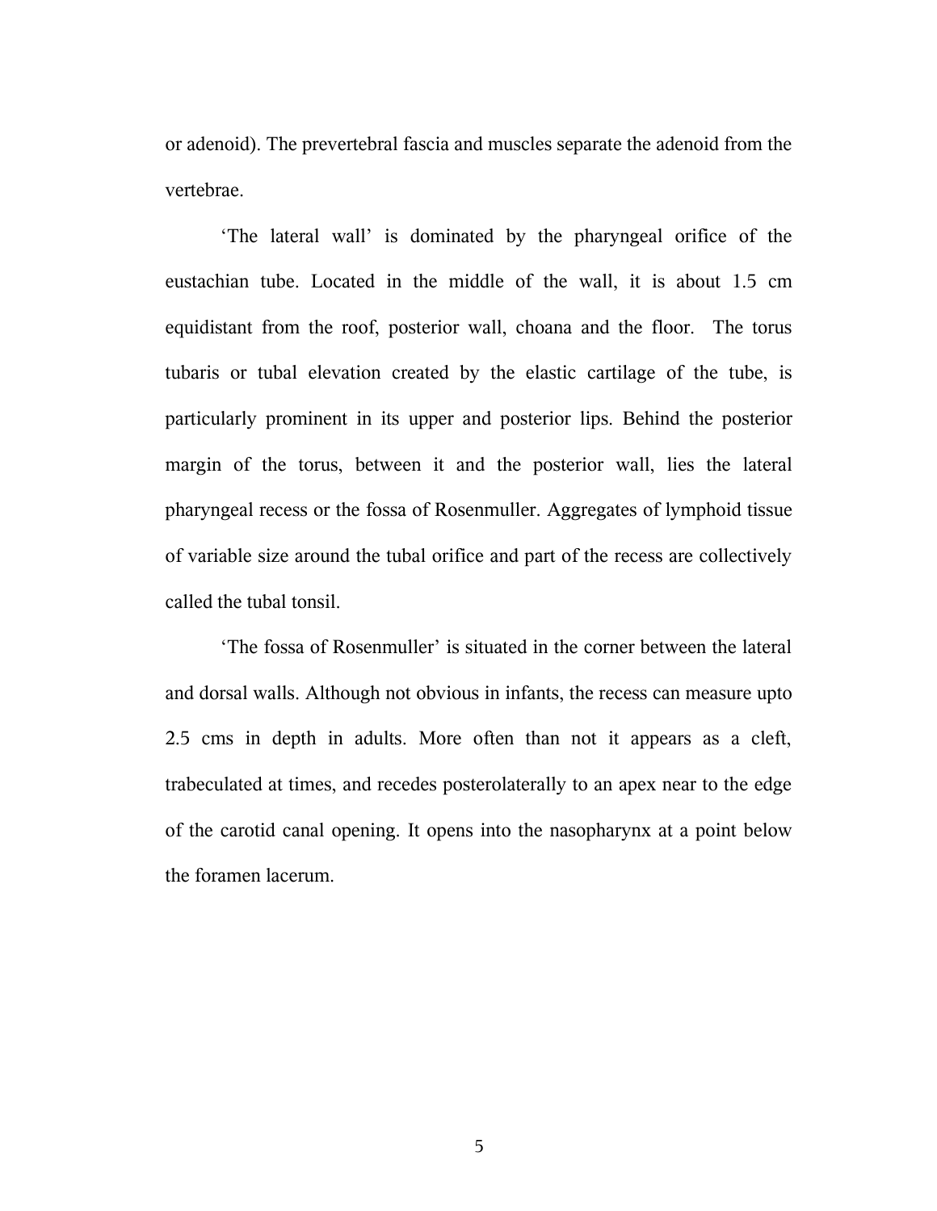or adenoid). The prevertebral fascia and muscles separate the adenoid from the vertebrae.

'The lateral wall' is dominated by the pharyngeal orifice of the eustachian tube. Located in the middle of the wall, it is about 1.5 cm equidistant from the roof, posterior wall, choana and the floor. The torus tubaris or tubal elevation created by the elastic cartilage of the tube, is particularly prominent in its upper and posterior lips. Behind the posterior margin of the torus, between it and the posterior wall, lies the lateral pharyngeal recess or the fossa of Rosenmuller. Aggregates of lymphoid tissue of variable size around the tubal orifice and part of the recess are collectively called the tubal tonsil.

'The fossa of Rosenmuller' is situated in the corner between the lateral and dorsal walls. Although not obvious in infants, the recess can measure upto 2.5 cms in depth in adults. More often than not it appears as a cleft, trabeculated at times, and recedes posterolaterally to an apex near to the edge of the carotid canal opening. It opens into the nasopharynx at a point below the foramen lacerum.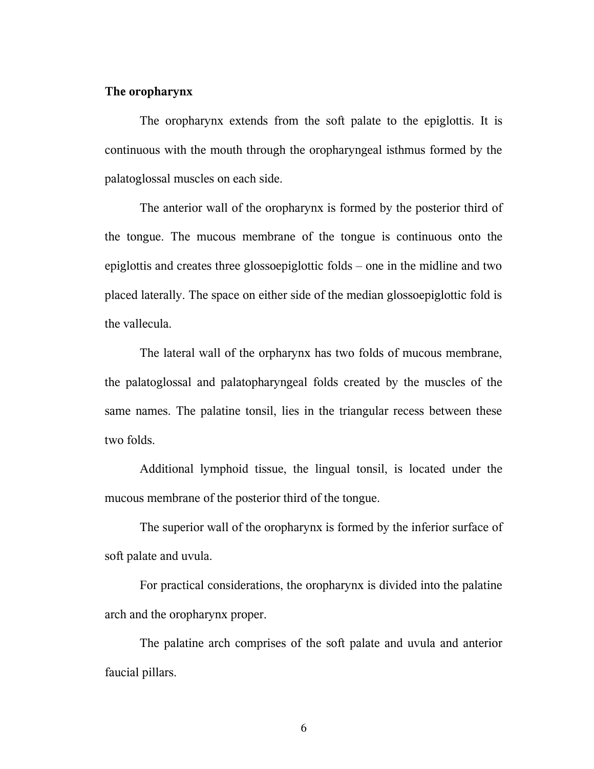**The oropharynx**

The oropharynx extends from the soft palate to the epiglottis. It is continuous with the mouth through the oropharyngeal isthmus formed by the palatoglossal muscles on each side.

The anterior wall of the oropharynx is formed by the posterior third of the tongue. The mucous membrane of the tongue is continuous onto the epiglottis and creates three glossoepiglottic folds – one in the midline and two placed laterally. The space on either side of the median glossoepiglottic fold is the vallecula.

The lateral wall of the orpharynx has two folds of mucous membrane, the palatoglossal and palatopharyngeal folds created by the muscles of the same names. The palatine tonsil, lies in the triangular recess between these two folds.

Additional lymphoid tissue, the lingual tonsil, is located under the mucous membrane of the posterior third of the tongue.

The superior wall of the oropharynx is formed by the inferior surface of soft palate and uvula.

For practical considerations, the oropharynx is divided into the palatine arch and the oropharynx proper.

The palatine arch comprises of the soft palate and uvula and anterior faucial pillars.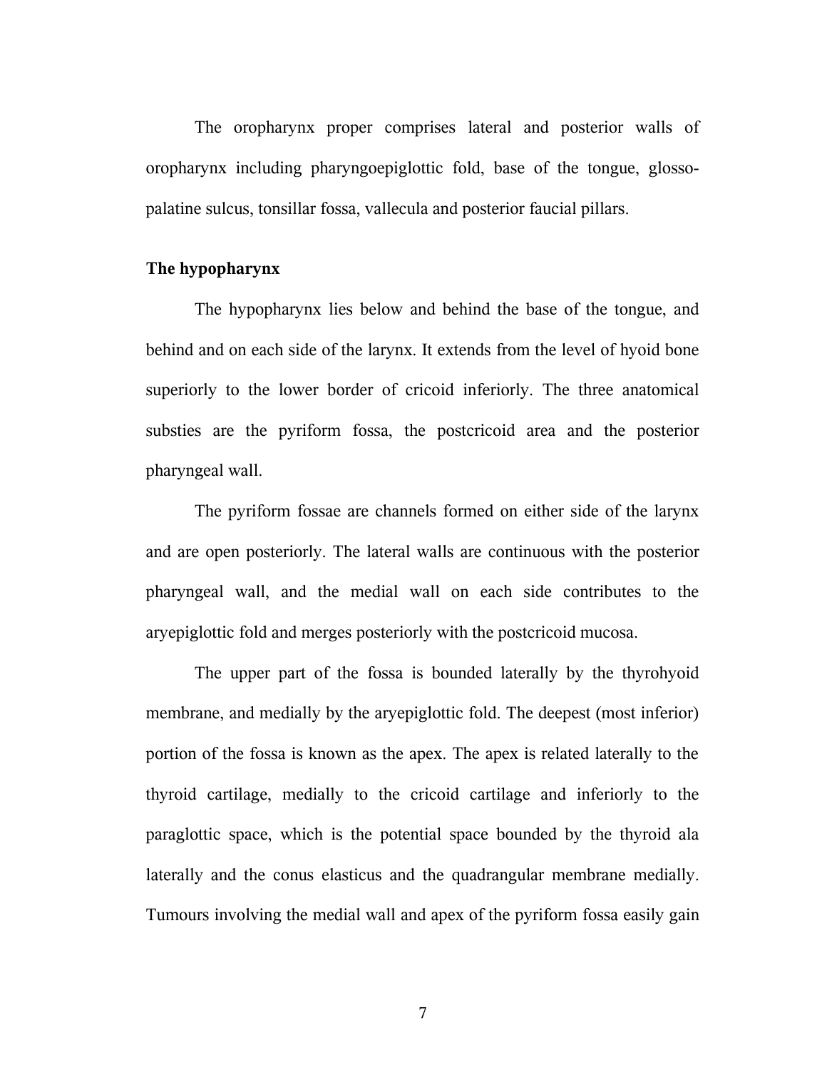The oropharynx proper comprises lateral and posterior walls of oropharynx including pharyngoepiglottic fold, base of the tongue, glosso-palatine sulcus, tonsillar fossa, vallecula and posterior faucial pillars.

**The hypopharynx**

The hypopharynx lies below and behind the base of the tongue, and behind and on each side of the larynx. It extends from the level of hyoid bone superiorly to the lower border of cricoid inferiorly. The three anatomical substies are the pyriform fossa, the postcricoid area and the posterior pharyngeal wall.

The pyriform fossae are channels formed on either side of the larynx and are open posteriorly. The lateral walls are continuous with the posterior pharyngeal wall, and the medial wall on each side contributes to the aryepiglottic fold and merges posteriorly with the postcricoid mucosa.

The upper part of the fossa is bounded laterally by the thyrohyoid membrane, and medially by the aryepiglottic fold. The deepest (most inferior) portion of the fossa is known as the apex. The apex is related laterally to the thyroid cartilage, medially to the cricoid cartilage and inferiorly to the paraglottic space, which is the potential space bounded by the thyroid ala laterally and the conus elasticus and the quadrangular membrane medially. Tumours involving the medial wall and apex of the pyriform fossa easily gain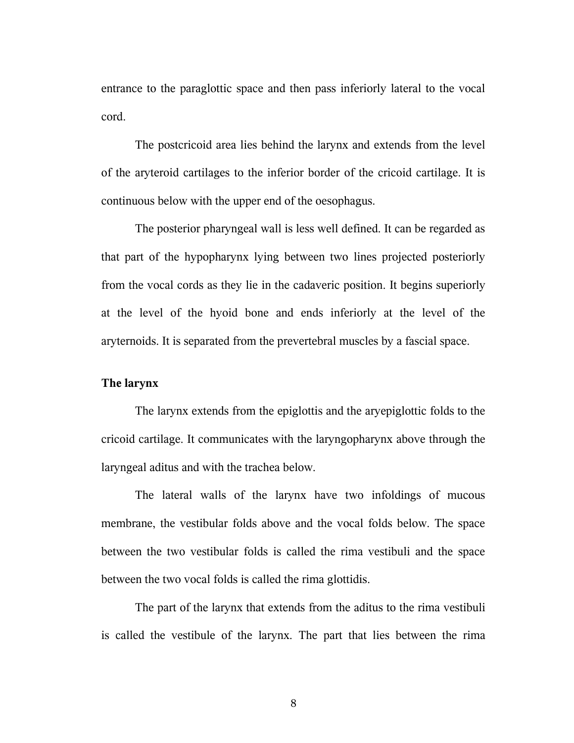entrance to the paraglottic space and then pass inferiorly lateral to the vocal cord.

The postcricoid area lies behind the larynx and extends from the level of the aryteroid cartilages to the inferior border of the cricoid cartilage. It is continuous below with the upper end of the oesophagus.

The posterior pharyngeal wall is less well defined. It can be regarded as that part of the hypopharynx lying between two lines projected posteriorly from the vocal cords as they lie in the cadaveric position. It begins superiorly at the level of the hyoid bone and ends inferiorly at the level of the aryternoids. It is separated from the prevertebral muscles by a fascial space.

## The larynx

The larynx extends from the epiglottis and the aryepiglottic folds to the cricoid cartilage. It communicates with the laryngopharynx above through the laryngeal aditus and with the trachea below.

The lateral walls of the larynx have two infoldings of mucous membrane, the vestibular folds above and the vocal folds below. The space between the two vestibular folds is called the rima vestibuli and the space between the two vocal folds is called the rima glottidis.

The part of the larynx that extends from the aditus to the rima vestibuli is called the vestibule of the larynx. The part that lies between the rima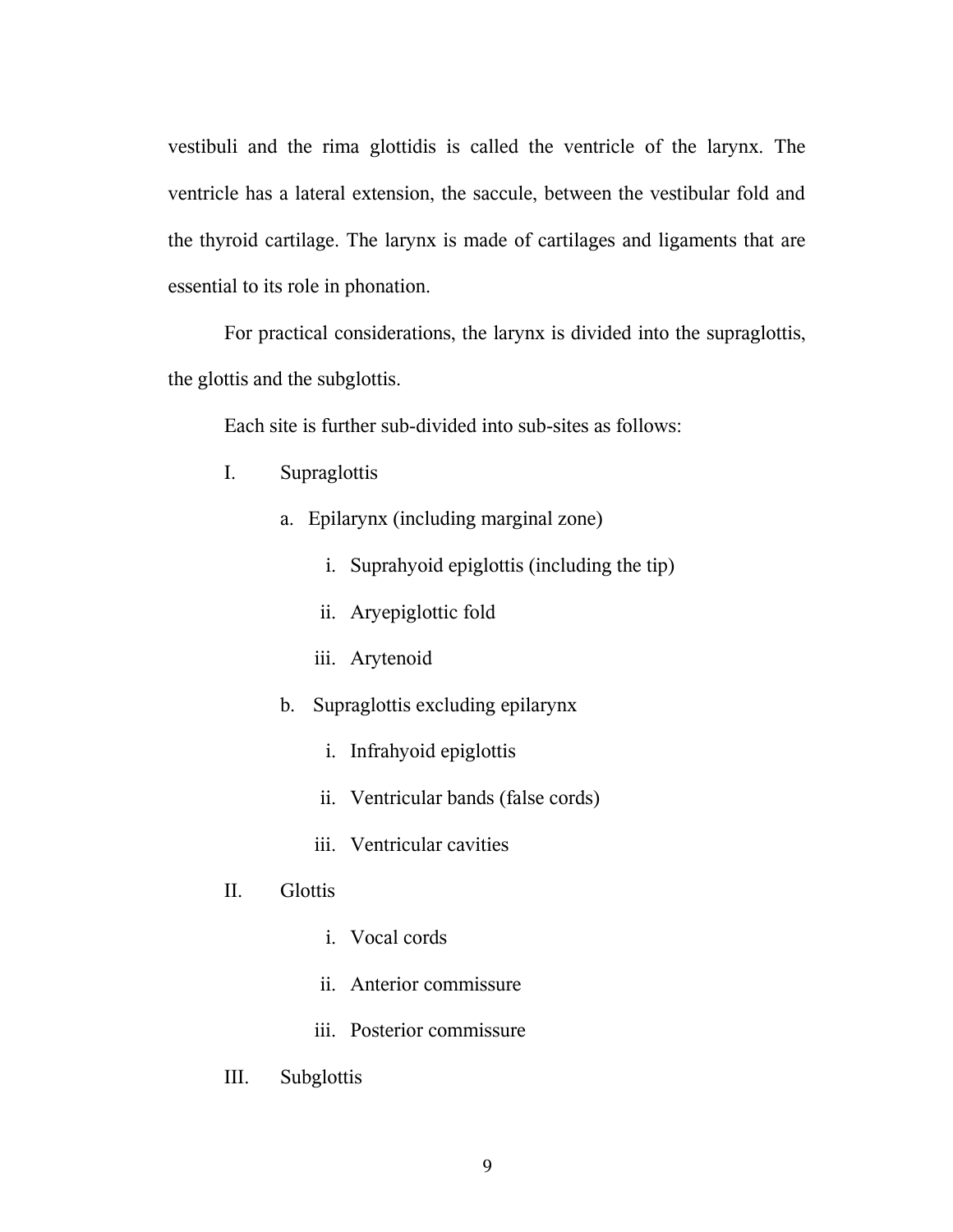vestibuli and the rima glottidis is called the ventricle of the larynx. The ventricle has a lateral extension, the saccule, between the vestibular fold and the thyroid cartilage. The larynx is made of cartilages and ligaments that are essential to its role in phonation.

For practical considerations, the larynx is divided into the supraglottis, the glottis and the subglottis.

Each site is further sub-divided into sub-sites as follows:

I. Supraglottis

   a. Epilarynx (including marginal zone)

      i. Suprahyoid epiglottis (including the tip)

      ii. Aryepiglottic fold

      iii. Arytenoid

   b. Supraglottis excluding epilarynx

      i. Infrahyoid epiglottis

      ii. Ventricular bands (false cords)

      iii. Ventricular cavities

II. Glottis

      i. Vocal cords

      ii. Anterior commissure

      iii. Posterior commissure

III. Subglottis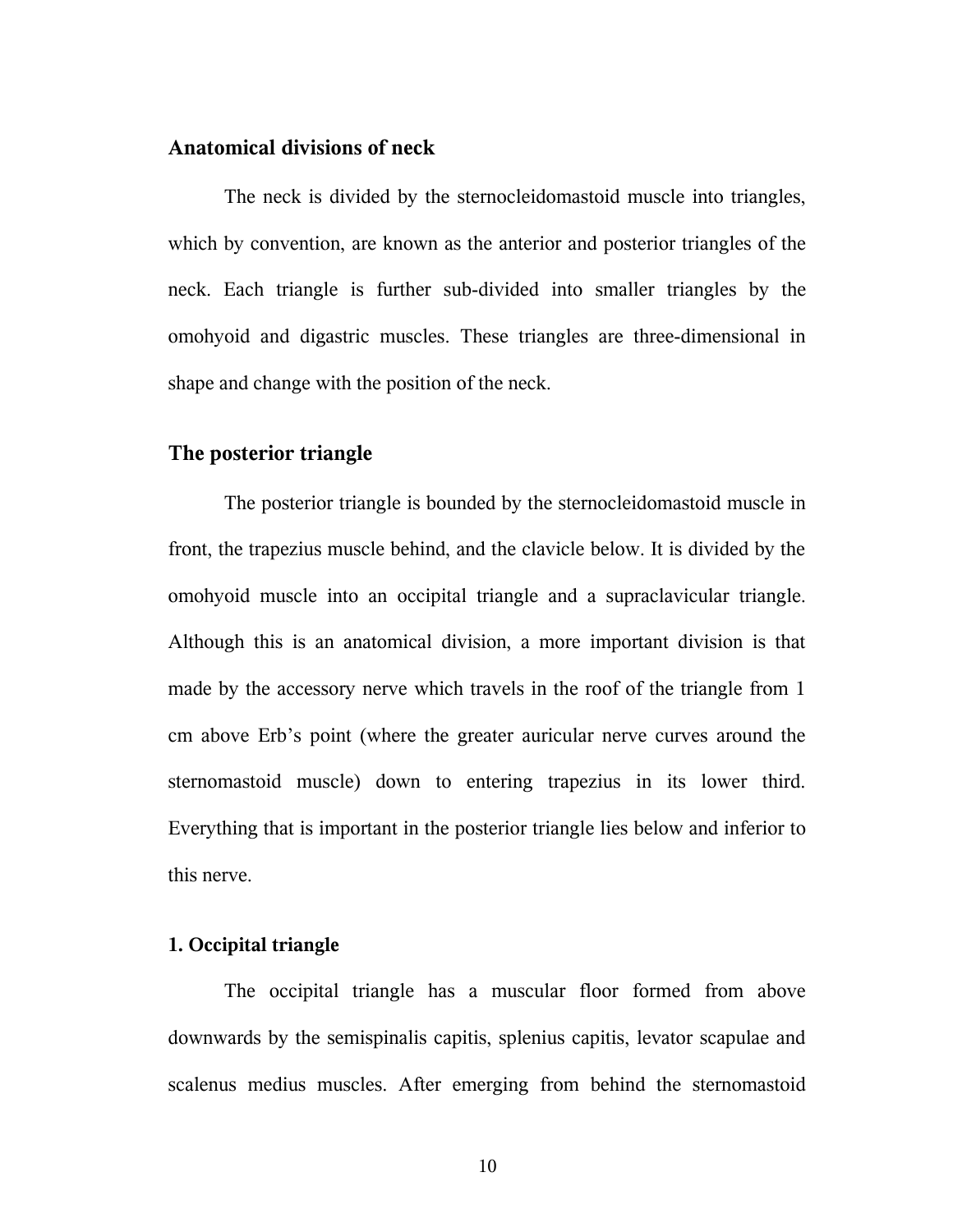## Anatomical divisions of neck

The neck is divided by the sternocleidomastoid muscle into triangles, which by convention, are known as the anterior and posterior triangles of the neck. Each triangle is further sub-divided into smaller triangles by the omohyoid and digastric muscles. These triangles are three-dimensional in shape and change with the position of the neck.

## The posterior triangle

The posterior triangle is bounded by the sternocleidomastoid muscle in front, the trapezius muscle behind, and the clavicle below. It is divided by the omohyoid muscle into an occipital triangle and a supraclavicular triangle. Although this is an anatomical division, a more important division is that made by the accessory nerve which travels in the roof of the triangle from 1 cm above Erb's point (where the greater auricular nerve curves around the sternomastoid muscle) down to entering trapezius in its lower third. Everything that is important in the posterior triangle lies below and inferior to this nerve.

### 1. Occipital triangle

The occipital triangle has a muscular floor formed from above downwards by the semispinalis capitis, splenius capitis, levator scapulae and scalenus medius muscles. After emerging from behind the sternomastoid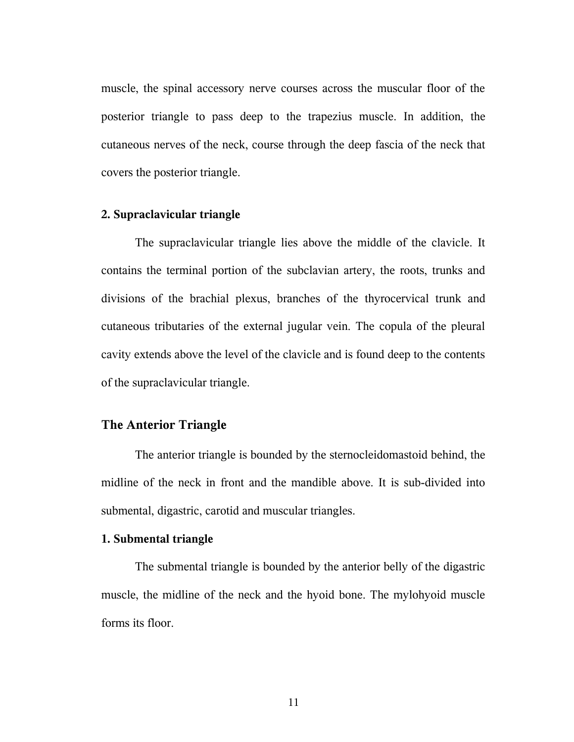muscle, the spinal accessory nerve courses across the muscular floor of the posterior triangle to pass deep to the trapezius muscle. In addition, the cutaneous nerves of the neck, course through the deep fascia of the neck that covers the posterior triangle.

### 2. Supraclavicular triangle

The supraclavicular triangle lies above the middle of the clavicle. It contains the terminal portion of the subclavian artery, the roots, trunks and divisions of the brachial plexus, branches of the thyrocervical trunk and cutaneous tributaries of the external jugular vein. The copula of the pleural cavity extends above the level of the clavicle and is found deep to the contents of the supraclavicular triangle.

## The Anterior Triangle

The anterior triangle is bounded by the sternocleidomastoid behind, the midline of the neck in front and the mandible above. It is sub-divided into submental, digastric, carotid and muscular triangles.

### 1. Submental triangle

The submental triangle is bounded by the anterior belly of the digastric muscle, the midline of the neck and the hyoid bone. The mylohyoid muscle forms its floor.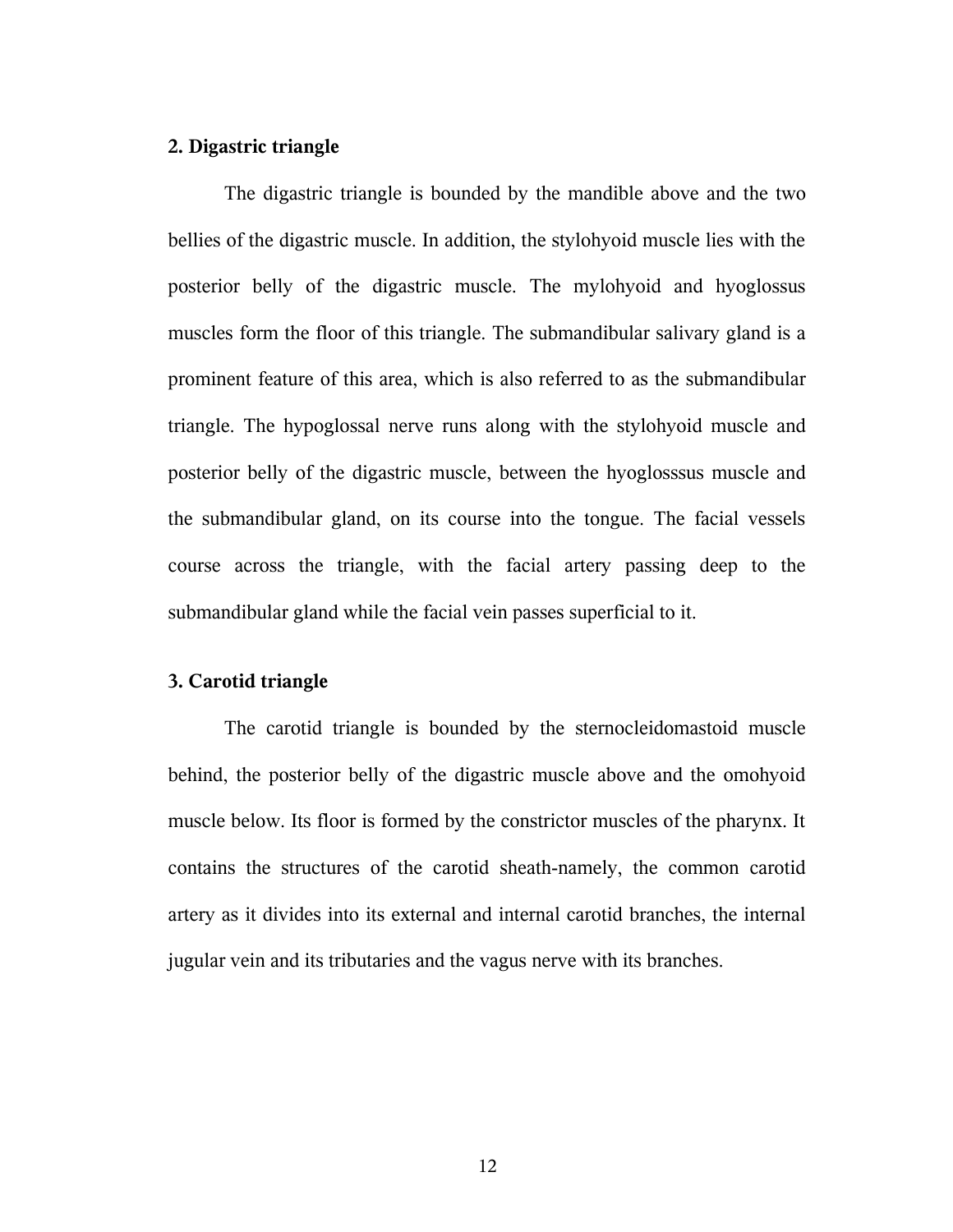### 2. Digastric triangle

The digastric triangle is bounded by the mandible above and the two bellies of the digastric muscle. In addition, the stylohyoid muscle lies with the posterior belly of the digastric muscle. The mylohyoid and hyoglossus muscles form the floor of this triangle. The submandibular salivary gland is a prominent feature of this area, which is also referred to as the submandibular triangle. The hypoglossal nerve runs along with the stylohyoid muscle and posterior belly of the digastric muscle, between the hyoglosssus muscle and the submandibular gland, on its course into the tongue. The facial vessels course across the triangle, with the facial artery passing deep to the submandibular gland while the facial vein passes superficial to it.

### 3. Carotid triangle

The carotid triangle is bounded by the sternocleidomastoid muscle behind, the posterior belly of the digastric muscle above and the omohyoid muscle below. Its floor is formed by the constrictor muscles of the pharynx. It contains the structures of the carotid sheath-namely, the common carotid artery as it divides into its external and internal carotid branches, the internal jugular vein and its tributaries and the vagus nerve with its branches.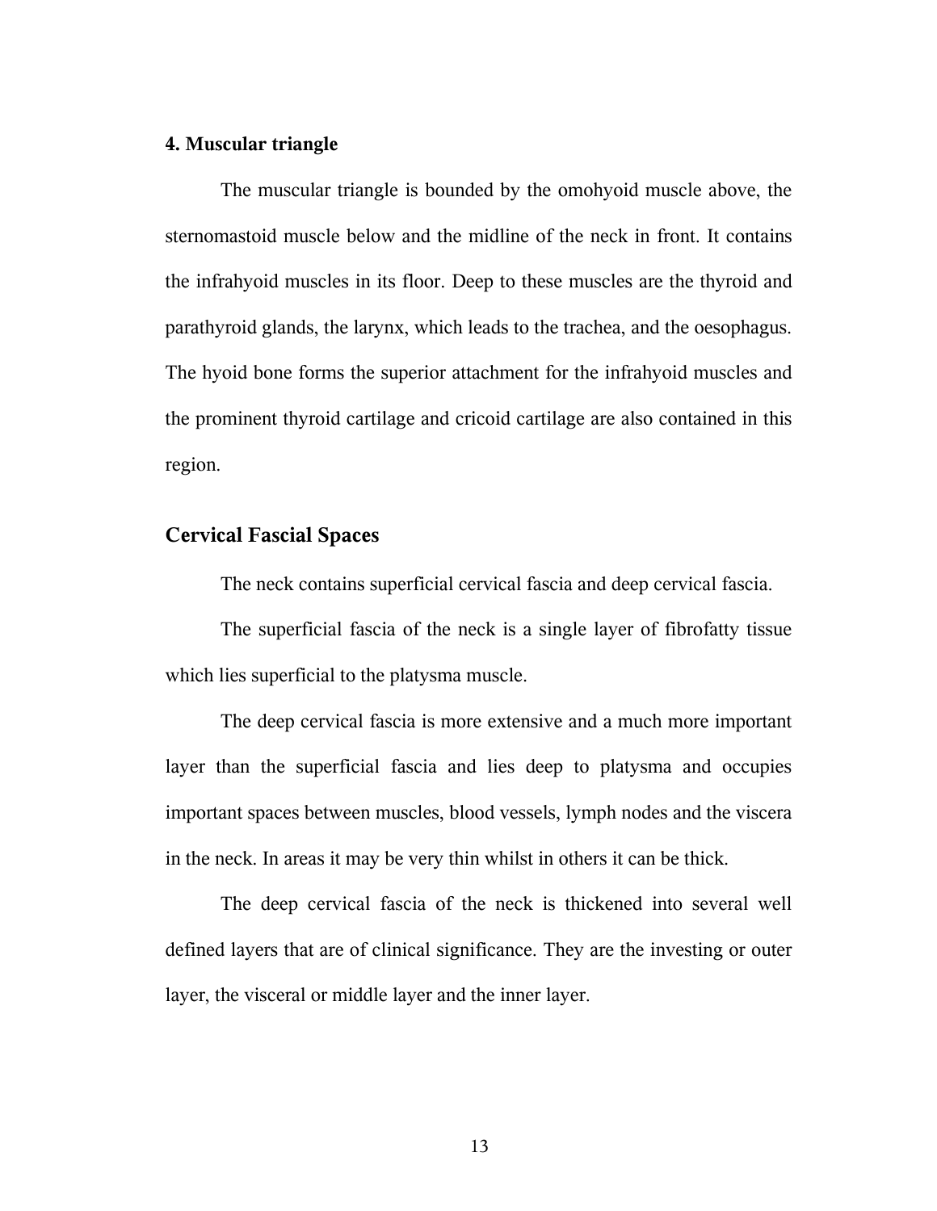#### 4. Muscular triangle

The muscular triangle is bounded by the omohyoid muscle above, the sternomastoid muscle below and the midline of the neck in front. It contains the infrahyoid muscles in its floor. Deep to these muscles are the thyroid and parathyroid glands, the larynx, which leads to the trachea, and the oesophagus. The hyoid bone forms the superior attachment for the infrahyoid muscles and the prominent thyroid cartilage and cricoid cartilage are also contained in this region.

### Cervical Fascial Spaces

The neck contains superficial cervical fascia and deep cervical fascia.

The superficial fascia of the neck is a single layer of fibrofatty tissue which lies superficial to the platysma muscle.

The deep cervical fascia is more extensive and a much more important layer than the superficial fascia and lies deep to platysma and occupies important spaces between muscles, blood vessels, lymph nodes and the viscera in the neck. In areas it may be very thin whilst in others it can be thick.

The deep cervical fascia of the neck is thickened into several well defined layers that are of clinical significance. They are the investing or outer layer, the visceral or middle layer and the inner layer.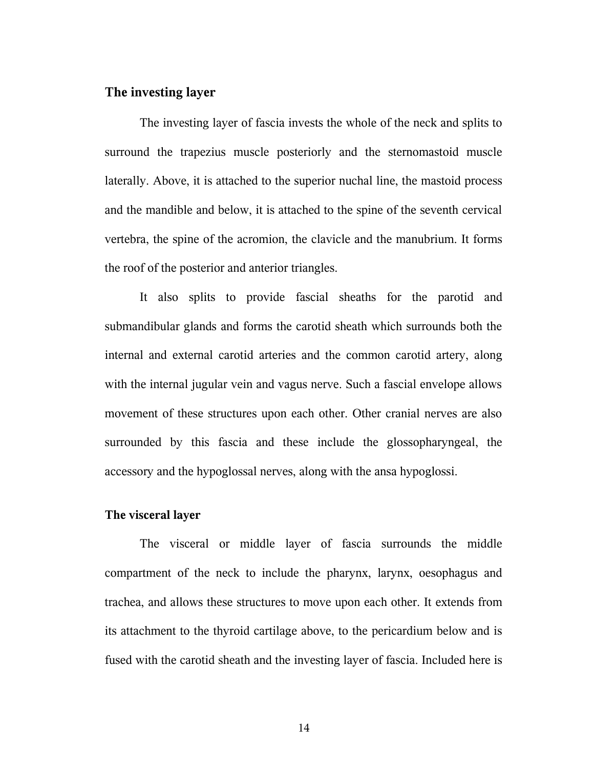## The investing layer

The investing layer of fascia invests the whole of the neck and splits to surround the trapezius muscle posteriorly and the sternomastoid muscle laterally. Above, it is attached to the superior nuchal line, the mastoid process and the mandible and below, it is attached to the spine of the seventh cervical vertebra, the spine of the acromion, the clavicle and the manubrium. It forms the roof of the posterior and anterior triangles.

It also splits to provide fascial sheaths for the parotid and submandibular glands and forms the carotid sheath which surrounds both the internal and external carotid arteries and the common carotid artery, along with the internal jugular vein and vagus nerve. Such a fascial envelope allows movement of these structures upon each other. Other cranial nerves are also surrounded by this fascia and these include the glossopharyngeal, the accessory and the hypoglossal nerves, along with the ansa hypoglossi.

## The visceral layer

The visceral or middle layer of fascia surrounds the middle compartment of the neck to include the pharynx, larynx, oesophagus and trachea, and allows these structures to move upon each other. It extends from its attachment to the thyroid cartilage above, to the pericardium below and is fused with the carotid sheath and the investing layer of fascia. Included here is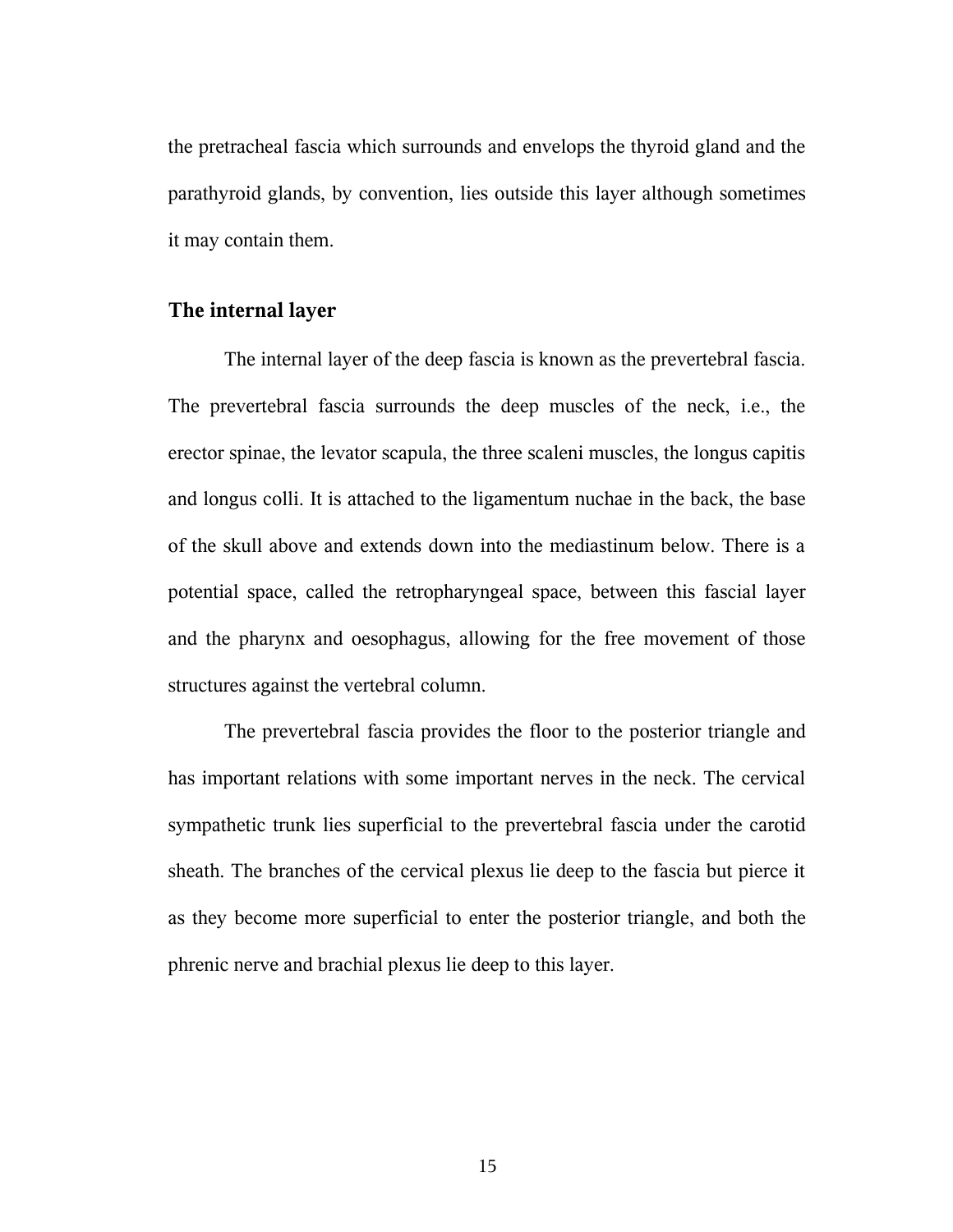the pretracheal fascia which surrounds and envelops the thyroid gland and the parathyroid glands, by convention, lies outside this layer although sometimes it may contain them.

### The internal layer

The internal layer of the deep fascia is known as the prevertebral fascia. The prevertebral fascia surrounds the deep muscles of the neck, i.e., the erector spinae, the levator scapula, the three scaleni muscles, the longus capitis and longus colli. It is attached to the ligamentum nuchae in the back, the base of the skull above and extends down into the mediastinum below. There is a potential space, called the retropharyngeal space, between this fascial layer and the pharynx and oesophagus, allowing for the free movement of those structures against the vertebral column.

The prevertebral fascia provides the floor to the posterior triangle and has important relations with some important nerves in the neck. The cervical sympathetic trunk lies superficial to the prevertebral fascia under the carotid sheath. The branches of the cervical plexus lie deep to the fascia but pierce it as they become more superficial to enter the posterior triangle, and both the phrenic nerve and brachial plexus lie deep to this layer.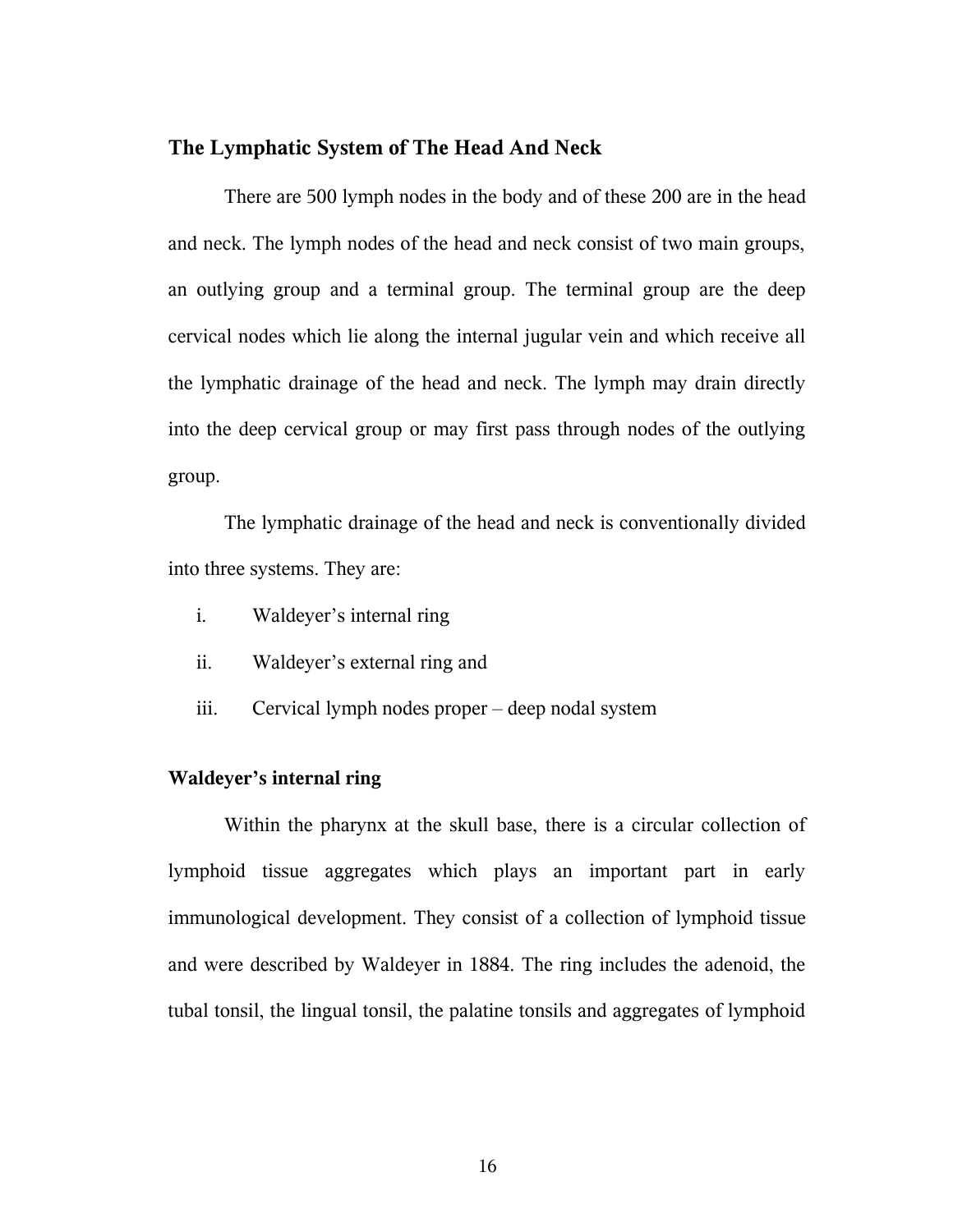## The Lymphatic System of The Head And Neck

There are 500 lymph nodes in the body and of these 200 are in the head and neck. The lymph nodes of the head and neck consist of two main groups, an outlying group and a terminal group. The terminal group are the deep cervical nodes which lie along the internal jugular vein and which receive all the lymphatic drainage of the head and neck. The lymph may drain directly into the deep cervical group or may first pass through nodes of the outlying group.

The lymphatic drainage of the head and neck is conventionally divided into three systems. They are:

i. Waldeyer's internal ring
ii. Waldeyer's external ring and
iii. Cervical lymph nodes proper – deep nodal system

### Waldeyer's internal ring

Within the pharynx at the skull base, there is a circular collection of lymphoid tissue aggregates which plays an important part in early immunological development. They consist of a collection of lymphoid tissue and were described by Waldeyer in 1884. The ring includes the adenoid, the tubal tonsil, the lingual tonsil, the palatine tonsils and aggregates of lymphoid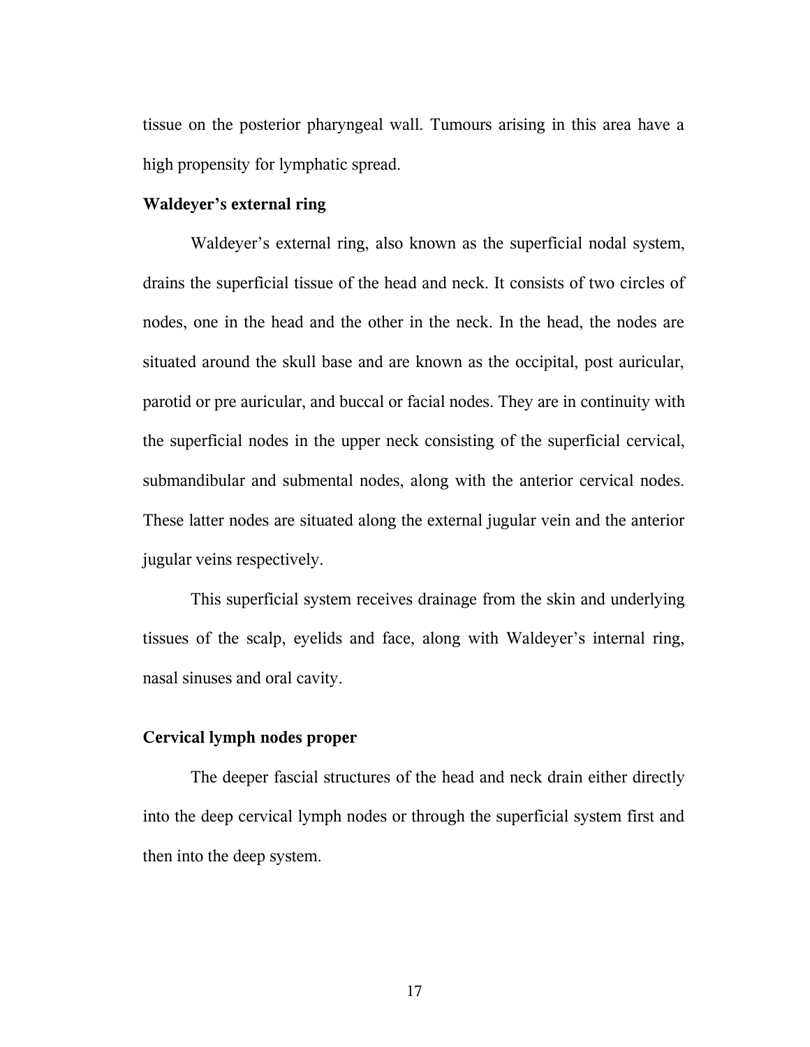tissue on the posterior pharyngeal wall. Tumours arising in this area have a high propensity for lymphatic spread.

**Waldeyer's external ring**

Waldeyer's external ring, also known as the superficial nodal system, drains the superficial tissue of the head and neck. It consists of two circles of nodes, one in the head and the other in the neck. In the head, the nodes are situated around the skull base and are known as the occipital, post auricular, parotid or pre auricular, and buccal or facial nodes. They are in continuity with the superficial nodes in the upper neck consisting of the superficial cervical, submandibular and submental nodes, along with the anterior cervical nodes. These latter nodes are situated along the external jugular vein and the anterior jugular veins respectively.

This superficial system receives drainage from the skin and underlying tissues of the scalp, eyelids and face, along with Waldeyer's internal ring, nasal sinuses and oral cavity.

**Cervical lymph nodes proper**

The deeper fascial structures of the head and neck drain either directly into the deep cervical lymph nodes or through the superficial system first and then into the deep system.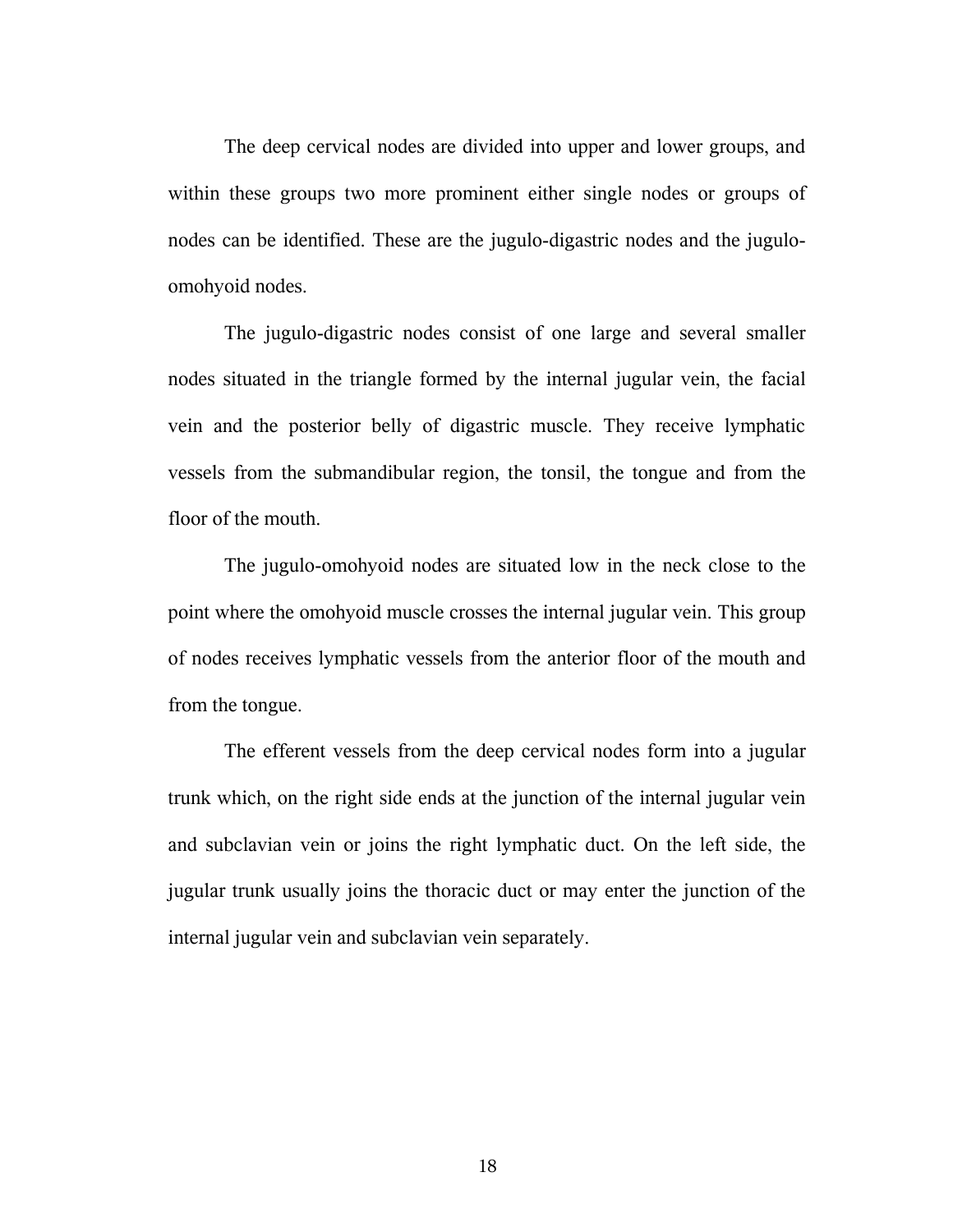The deep cervical nodes are divided into upper and lower groups, and within these groups two more prominent either single nodes or groups of nodes can be identified. These are the jugulo-digastric nodes and the jugulo-omohyoid nodes.

The jugulo-digastric nodes consist of one large and several smaller nodes situated in the triangle formed by the internal jugular vein, the facial vein and the posterior belly of digastric muscle. They receive lymphatic vessels from the submandibular region, the tonsil, the tongue and from the floor of the mouth.

The jugulo-omohyoid nodes are situated low in the neck close to the point where the omohyoid muscle crosses the internal jugular vein. This group of nodes receives lymphatic vessels from the anterior floor of the mouth and from the tongue.

The efferent vessels from the deep cervical nodes form into a jugular trunk which, on the right side ends at the junction of the internal jugular vein and subclavian vein or joins the right lymphatic duct. On the left side, the jugular trunk usually joins the thoracic duct or may enter the junction of the internal jugular vein and subclavian vein separately.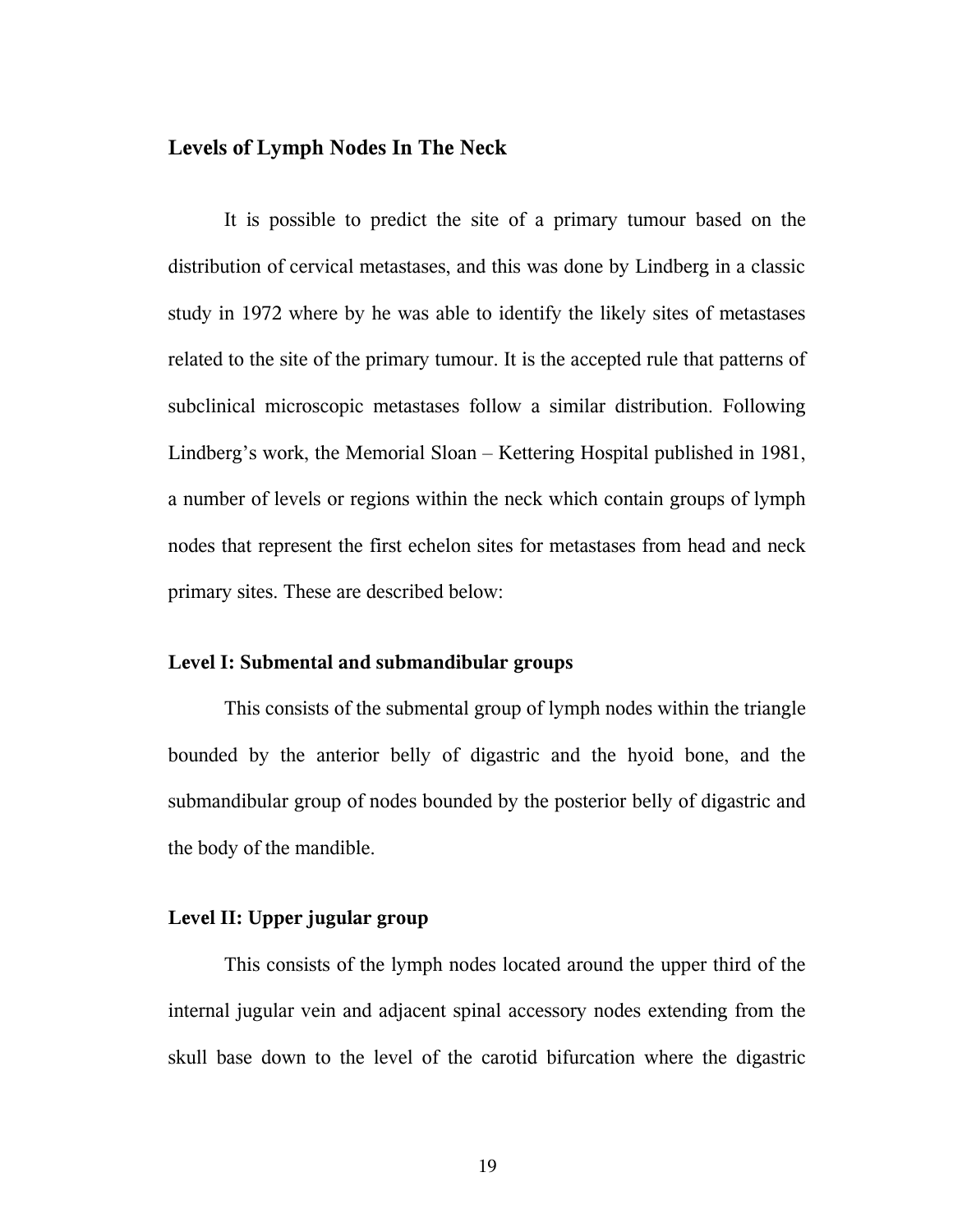## Levels of Lymph Nodes In The Neck

It is possible to predict the site of a primary tumour based on the distribution of cervical metastases, and this was done by Lindberg in a classic study in 1972 where by he was able to identify the likely sites of metastases related to the site of the primary tumour. It is the accepted rule that patterns of subclinical microscopic metastases follow a similar distribution. Following Lindberg's work, the Memorial Sloan – Kettering Hospital published in 1981, a number of levels or regions within the neck which contain groups of lymph nodes that represent the first echelon sites for metastases from head and neck primary sites. These are described below:

### Level I: Submental and submandibular groups

This consists of the submental group of lymph nodes within the triangle bounded by the anterior belly of digastric and the hyoid bone, and the submandibular group of nodes bounded by the posterior belly of digastric and the body of the mandible.

### Level II: Upper jugular group

This consists of the lymph nodes located around the upper third of the internal jugular vein and adjacent spinal accessory nodes extending from the skull base down to the level of the carotid bifurcation where the digastric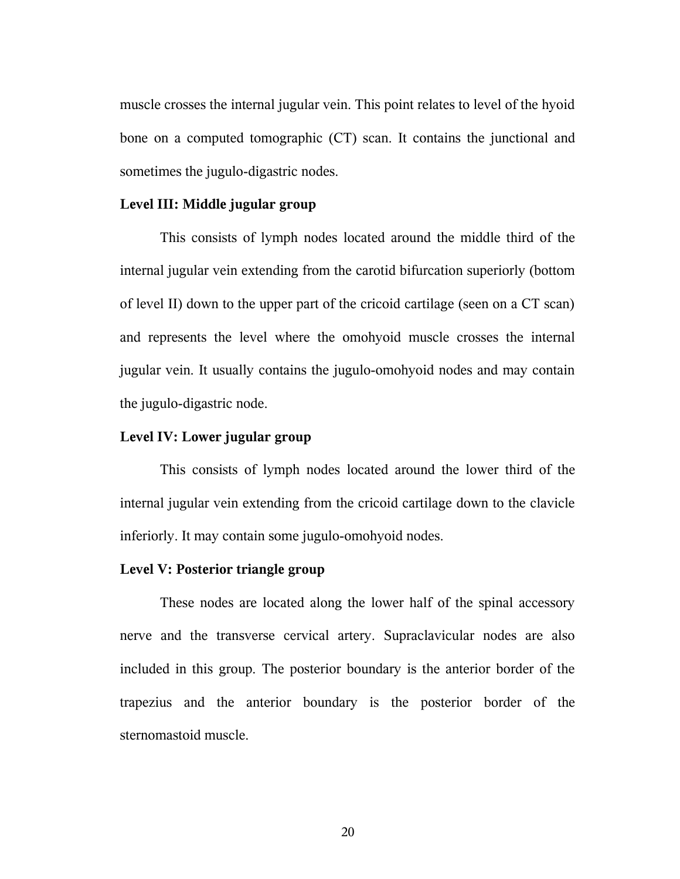muscle crosses the internal jugular vein. This point relates to level of the hyoid bone on a computed tomographic (CT) scan. It contains the junctional and sometimes the jugulo-digastric nodes.

**Level III: Middle jugular group**

This consists of lymph nodes located around the middle third of the internal jugular vein extending from the carotid bifurcation superiorly (bottom of level II) down to the upper part of the cricoid cartilage (seen on a CT scan) and represents the level where the omohyoid muscle crosses the internal jugular vein. It usually contains the jugulo-omohyoid nodes and may contain the jugulo-digastric node.

**Level IV: Lower jugular group**

This consists of lymph nodes located around the lower third of the internal jugular vein extending from the cricoid cartilage down to the clavicle inferiorly. It may contain some jugulo-omohyoid nodes.

**Level V: Posterior triangle group**

These nodes are located along the lower half of the spinal accessory nerve and the transverse cervical artery. Supraclavicular nodes are also included in this group. The posterior boundary is the anterior border of the trapezius and the anterior boundary is the posterior border of the sternomastoid muscle.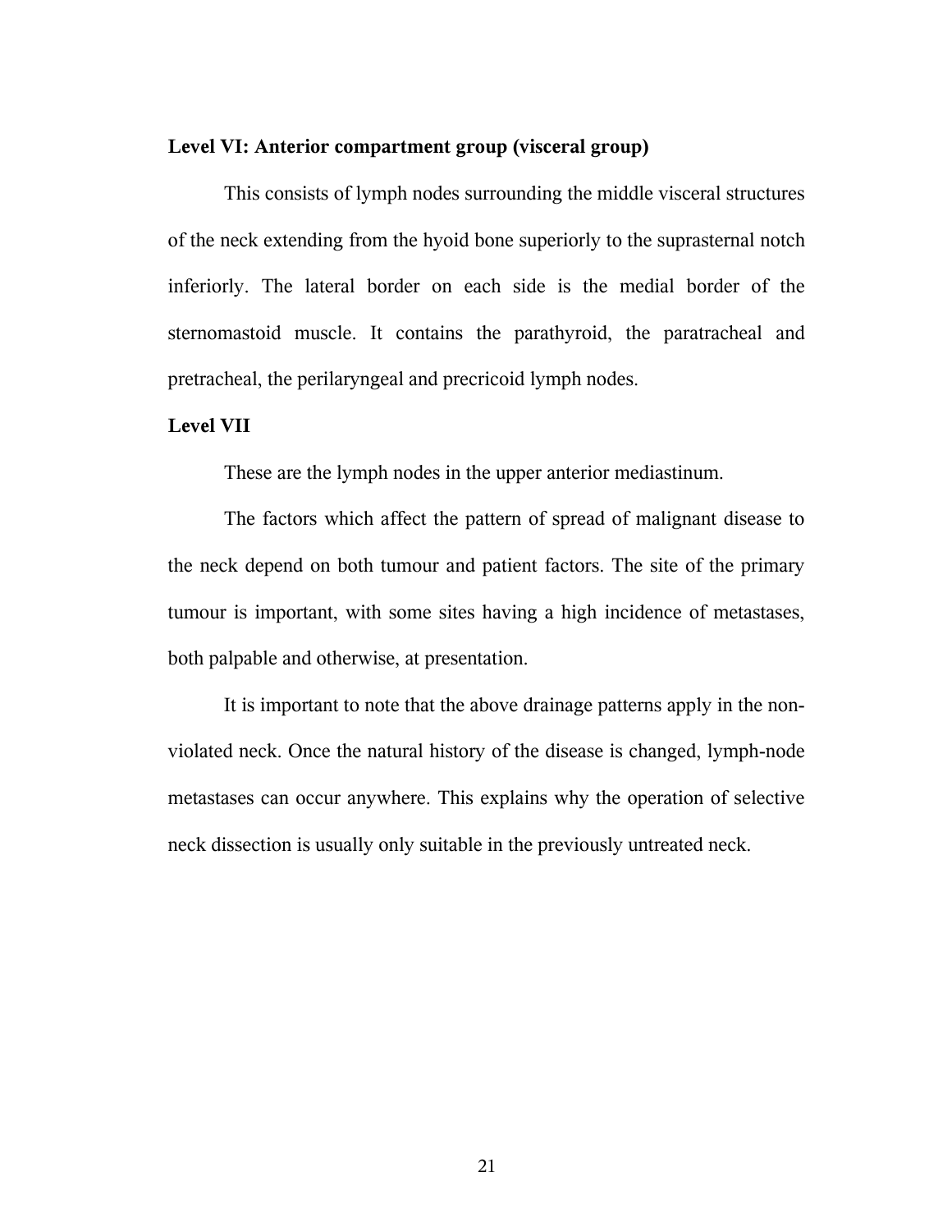**Level VI: Anterior compartment group (visceral group)**

This consists of lymph nodes surrounding the middle visceral structures of the neck extending from the hyoid bone superiorly to the suprasternal notch inferiorly. The lateral border on each side is the medial border of the sternomastoid muscle. It contains the parathyroid, the paratracheal and pretracheal, the perilaryngeal and precricoid lymph nodes.

**Level VII**

These are the lymph nodes in the upper anterior mediastinum.

The factors which affect the pattern of spread of malignant disease to the neck depend on both tumour and patient factors. The site of the primary tumour is important, with some sites having a high incidence of metastases, both palpable and otherwise, at presentation.

It is important to note that the above drainage patterns apply in the non-violated neck. Once the natural history of the disease is changed, lymph-node metastases can occur anywhere. This explains why the operation of selective neck dissection is usually only suitable in the previously untreated neck.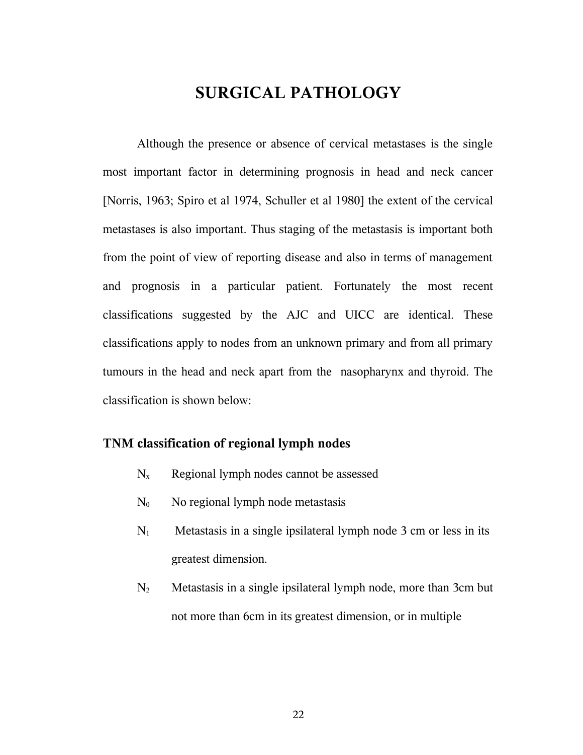# SURGICAL PATHOLOGY

Although the presence or absence of cervical metastases is the single most important factor in determining prognosis in head and neck cancer [Norris, 1963; Spiro et al 1974, Schuller et al 1980] the extent of the cervical metastases is also important. Thus staging of the metastasis is important both from the point of view of reporting disease and also in terms of management and prognosis in a particular patient. Fortunately the most recent classifications suggested by the AJC and UICC are identical. These classifications apply to nodes from an unknown primary and from all primary tumours in the head and neck apart from the nasopharynx and thyroid. The classification is shown below:

### TNM classification of regional lymph nodes

- $N_x$ Regional lymph nodes cannot be assessed
- $N_0$ No regional lymph node metastasis
- $N_1$ Metastasis in a single ipsilateral lymph node 3 cm or less in its greatest dimension.
- $N_2$ Metastasis in a single ipsilateral lymph node, more than 3cm but not more than 6cm in its greatest dimension, or in multiple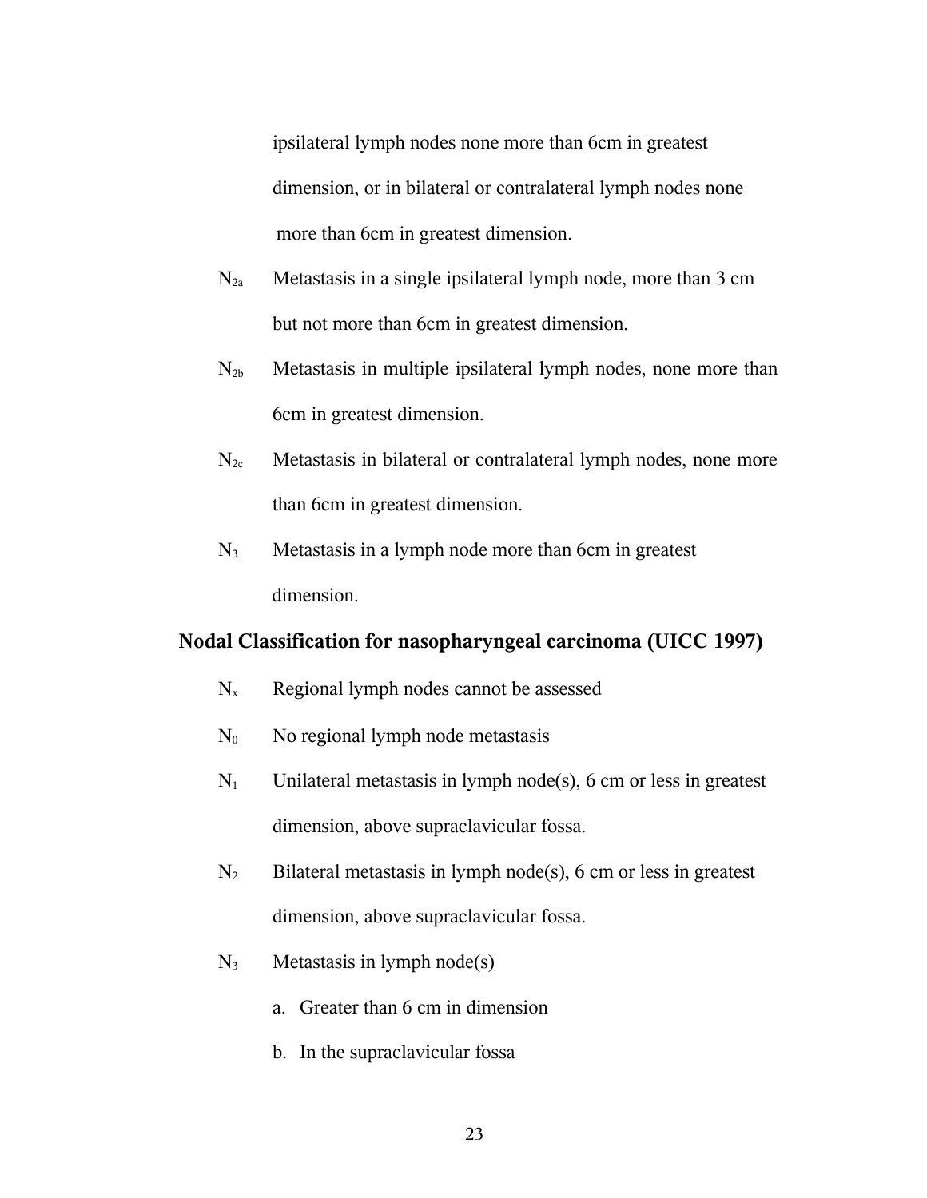ipsilateral lymph nodes none more than 6cm in greatest dimension, or in bilateral or contralateral lymph nodes none more than 6cm in greatest dimension.

$N_{2a}$ Metastasis in a single ipsilateral lymph node, more than 3 cm but not more than 6cm in greatest dimension.

$N_{2b}$ Metastasis in multiple ipsilateral lymph nodes, none more than 6cm in greatest dimension.

$N_{2c}$ Metastasis in bilateral or contralateral lymph nodes, none more than 6cm in greatest dimension.

$N_3$ Metastasis in a lymph node more than 6cm in greatest dimension.

**Nodal Classification for nasopharyngeal carcinoma (UICC 1997)**

$N_x$ Regional lymph nodes cannot be assessed

$N_0$ No regional lymph node metastasis

$N_1$ Unilateral metastasis in lymph node(s), 6 cm or less in greatest dimension, above supraclavicular fossa.

$N_2$ Bilateral metastasis in lymph node(s), 6 cm or less in greatest dimension, above supraclavicular fossa.

$N_3$ Metastasis in lymph node(s)

a. Greater than 6 cm in dimension

b. In the supraclavicular fossa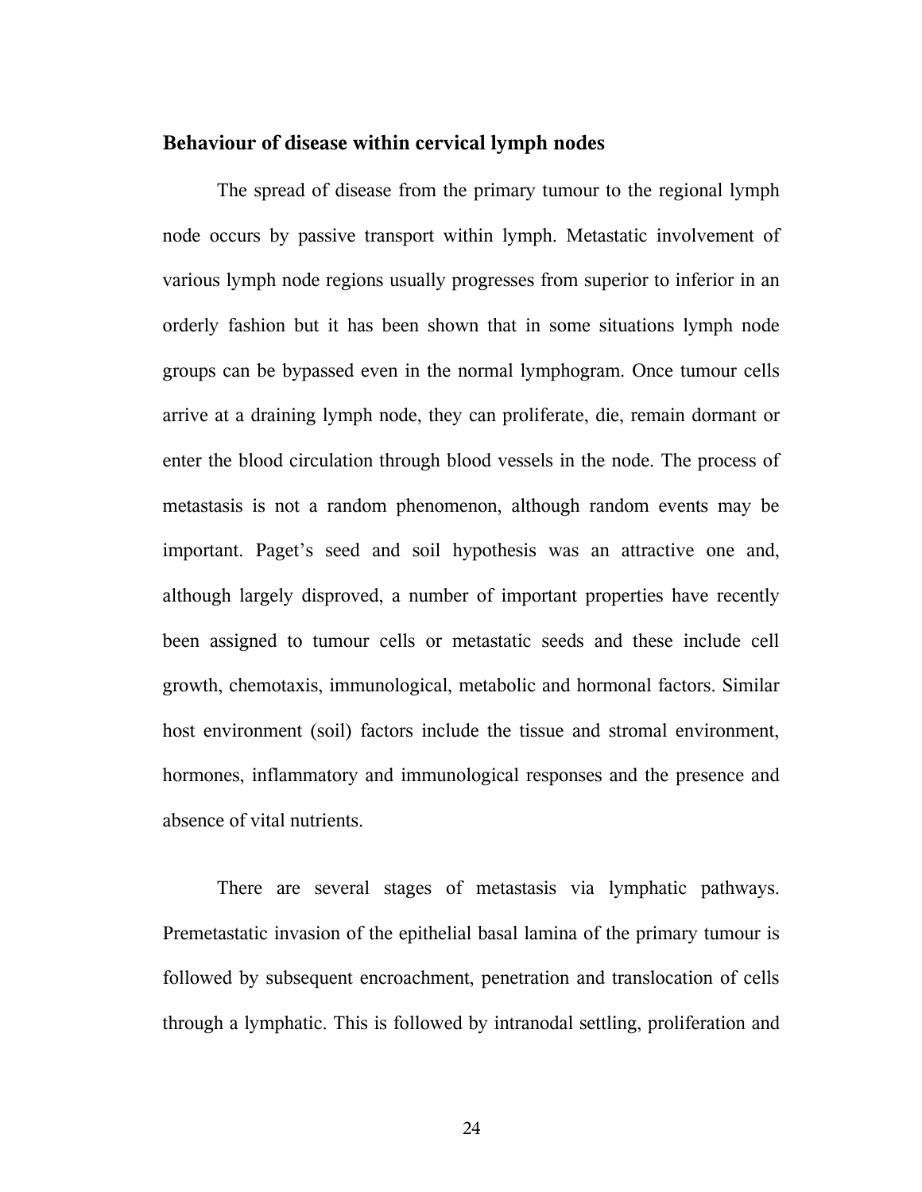## Behaviour of disease within cervical lymph nodes

The spread of disease from the primary tumour to the regional lymph node occurs by passive transport within lymph. Metastatic involvement of various lymph node regions usually progresses from superior to inferior in an orderly fashion but it has been shown that in some situations lymph node groups can be bypassed even in the normal lymphogram. Once tumour cells arrive at a draining lymph node, they can proliferate, die, remain dormant or enter the blood circulation through blood vessels in the node. The process of metastasis is not a random phenomenon, although random events may be important. Paget's seed and soil hypothesis was an attractive one and, although largely disproved, a number of important properties have recently been assigned to tumour cells or metastatic seeds and these include cell growth, chemotaxis, immunological, metabolic and hormonal factors. Similar host environment (soil) factors include the tissue and stromal environment, hormones, inflammatory and immunological responses and the presence and absence of vital nutrients.

There are several stages of metastasis via lymphatic pathways. Premetastatic invasion of the epithelial basal lamina of the primary tumour is followed by subsequent encroachment, penetration and translocation of cells through a lymphatic. This is followed by intranodal settling, proliferation and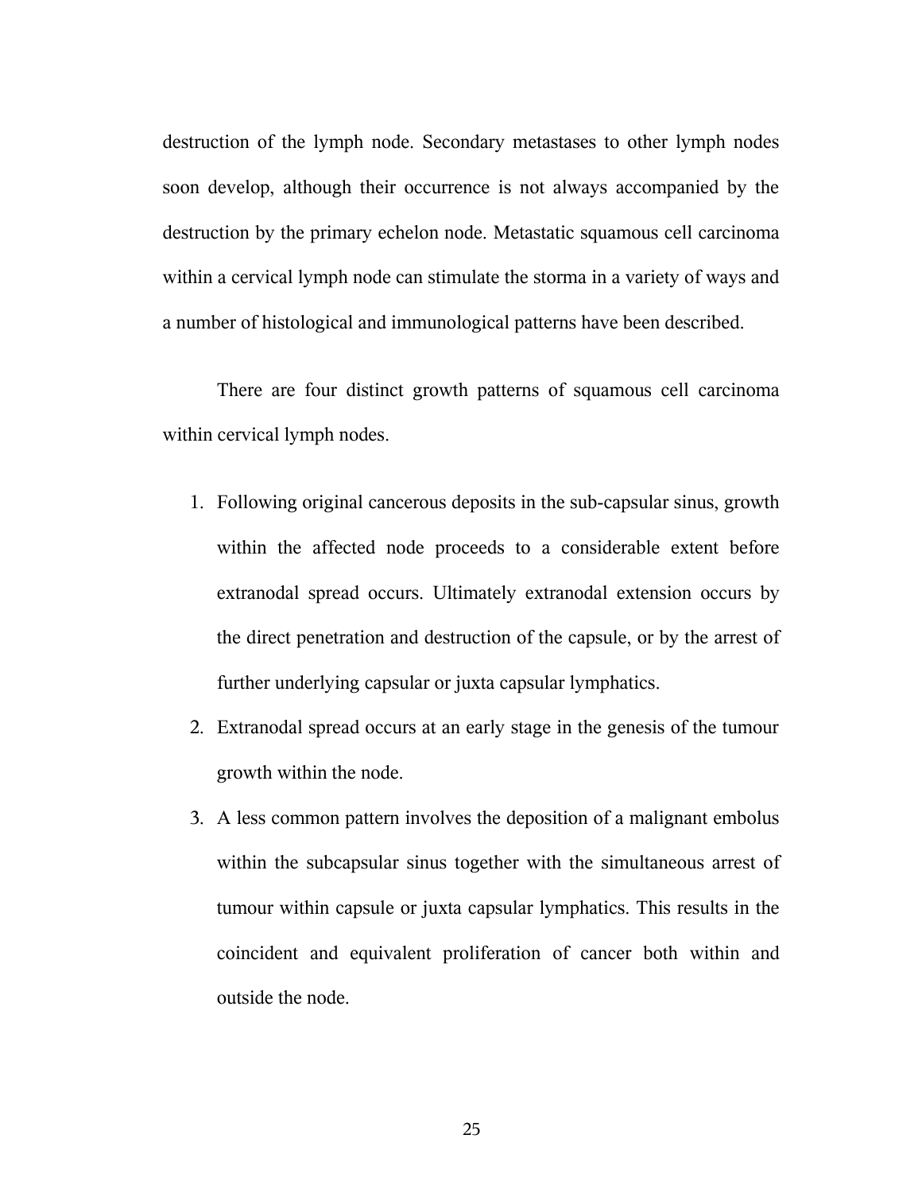destruction of the lymph node. Secondary metastases to other lymph nodes soon develop, although their occurrence is not always accompanied by the destruction by the primary echelon node. Metastatic squamous cell carcinoma within a cervical lymph node can stimulate the storma in a variety of ways and a number of histological and immunological patterns have been described.

There are four distinct growth patterns of squamous cell carcinoma within cervical lymph nodes.

1. Following original cancerous deposits in the sub-capsular sinus, growth within the affected node proceeds to a considerable extent before extranodal spread occurs. Ultimately extranodal extension occurs by the direct penetration and destruction of the capsule, or by the arrest of further underlying capsular or juxta capsular lymphatics.
2. Extranodal spread occurs at an early stage in the genesis of the tumour growth within the node.
3. A less common pattern involves the deposition of a malignant embolus within the subcapsular sinus together with the simultaneous arrest of tumour within capsule or juxta capsular lymphatics. This results in the coincident and equivalent proliferation of cancer both within and outside the node.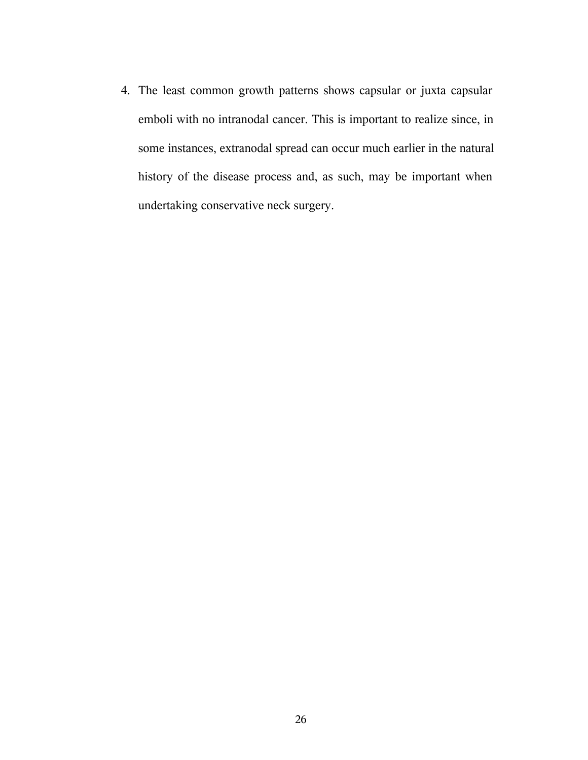4. The least common growth patterns shows capsular or juxta capsular emboli with no intranodal cancer. This is important to realize since, in some instances, extranodal spread can occur much earlier in the natural history of the disease process and, as such, may be important when undertaking conservative neck surgery.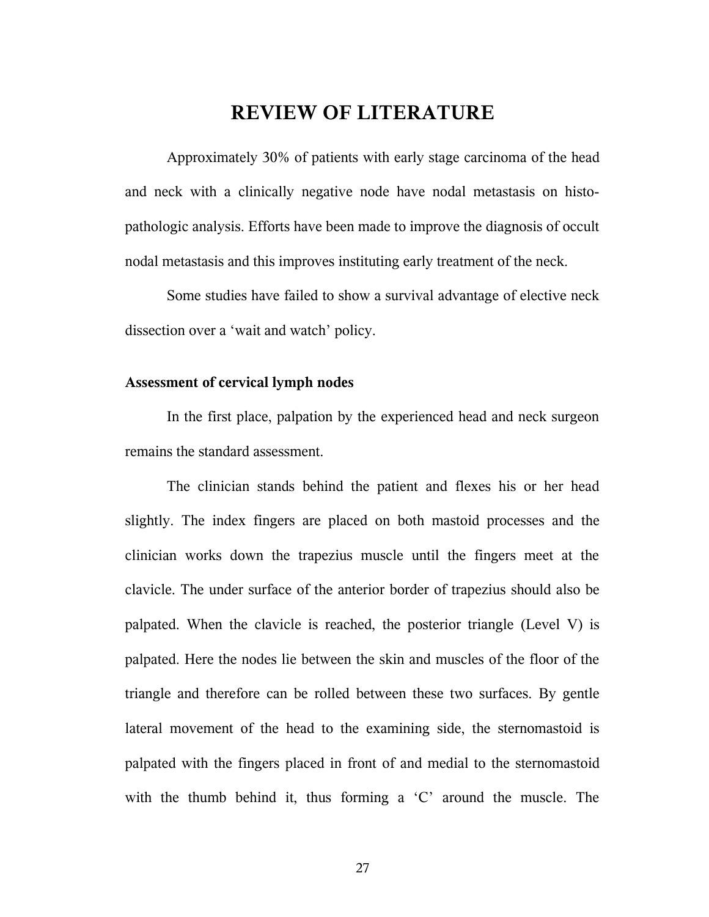# REVIEW OF LITERATURE

Approximately 30% of patients with early stage carcinoma of the head and neck with a clinically negative node have nodal metastasis on histo-pathologic analysis. Efforts have been made to improve the diagnosis of occult nodal metastasis and this improves instituting early treatment of the neck.

Some studies have failed to show a survival advantage of elective neck dissection over a 'wait and watch' policy.

### Assessment of cervical lymph nodes

In the first place, palpation by the experienced head and neck surgeon remains the standard assessment.

The clinician stands behind the patient and flexes his or her head slightly. The index fingers are placed on both mastoid processes and the clinician works down the trapezius muscle until the fingers meet at the clavicle. The under surface of the anterior border of trapezius should also be palpated. When the clavicle is reached, the posterior triangle (Level V) is palpated. Here the nodes lie between the skin and muscles of the floor of the triangle and therefore can be rolled between these two surfaces. By gentle lateral movement of the head to the examining side, the sternomastoid is palpated with the fingers placed in front of and medial to the sternomastoid with the thumb behind it, thus forming a 'C' around the muscle. The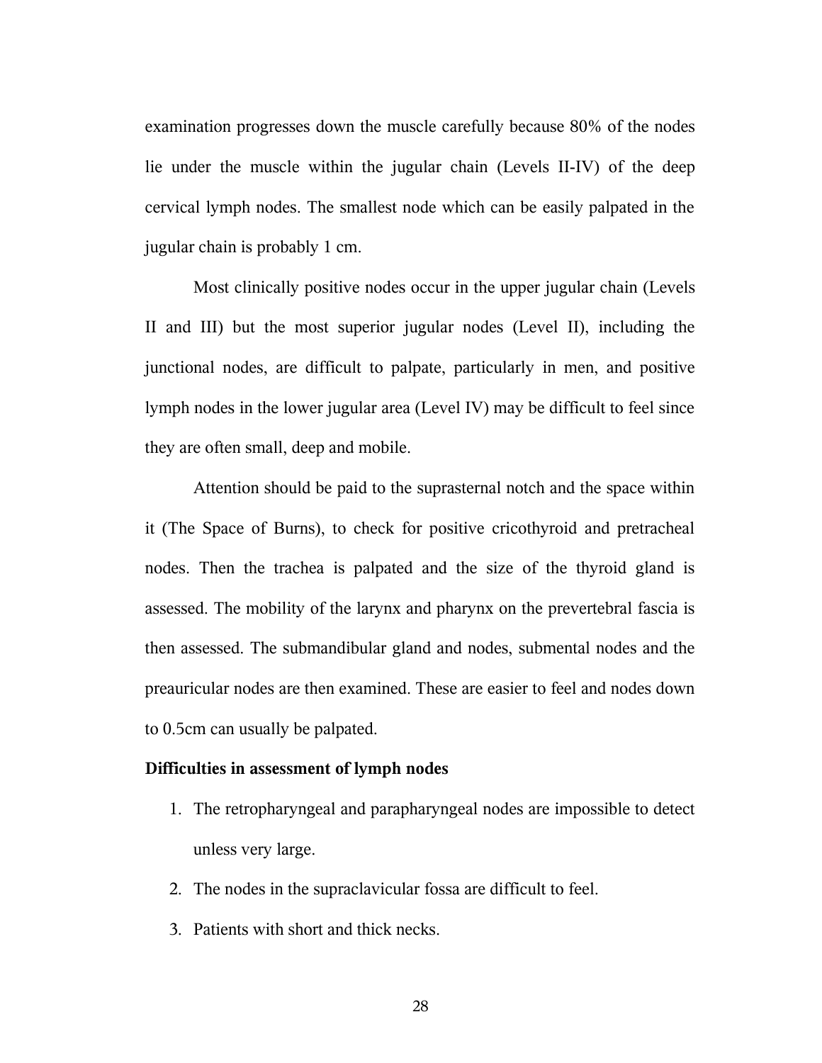examination progresses down the muscle carefully because 80% of the nodes lie under the muscle within the jugular chain (Levels II-IV) of the deep cervical lymph nodes. The smallest node which can be easily palpated in the jugular chain is probably 1 cm.

Most clinically positive nodes occur in the upper jugular chain (Levels II and III) but the most superior jugular nodes (Level II), including the junctional nodes, are difficult to palpate, particularly in men, and positive lymph nodes in the lower jugular area (Level IV) may be difficult to feel since they are often small, deep and mobile.

Attention should be paid to the suprasternal notch and the space within it (The Space of Burns), to check for positive cricothyroid and pretracheal nodes. Then the trachea is palpated and the size of the thyroid gland is assessed. The mobility of the larynx and pharynx on the prevertebral fascia is then assessed. The submandibular gland and nodes, submental nodes and the preauricular nodes are then examined. These are easier to feel and nodes down to 0.5cm can usually be palpated.

**Difficulties in assessment of lymph nodes**

1. The retropharyngeal and parapharyngeal nodes are impossible to detect unless very large.
2. The nodes in the supraclavicular fossa are difficult to feel.
3. Patients with short and thick necks.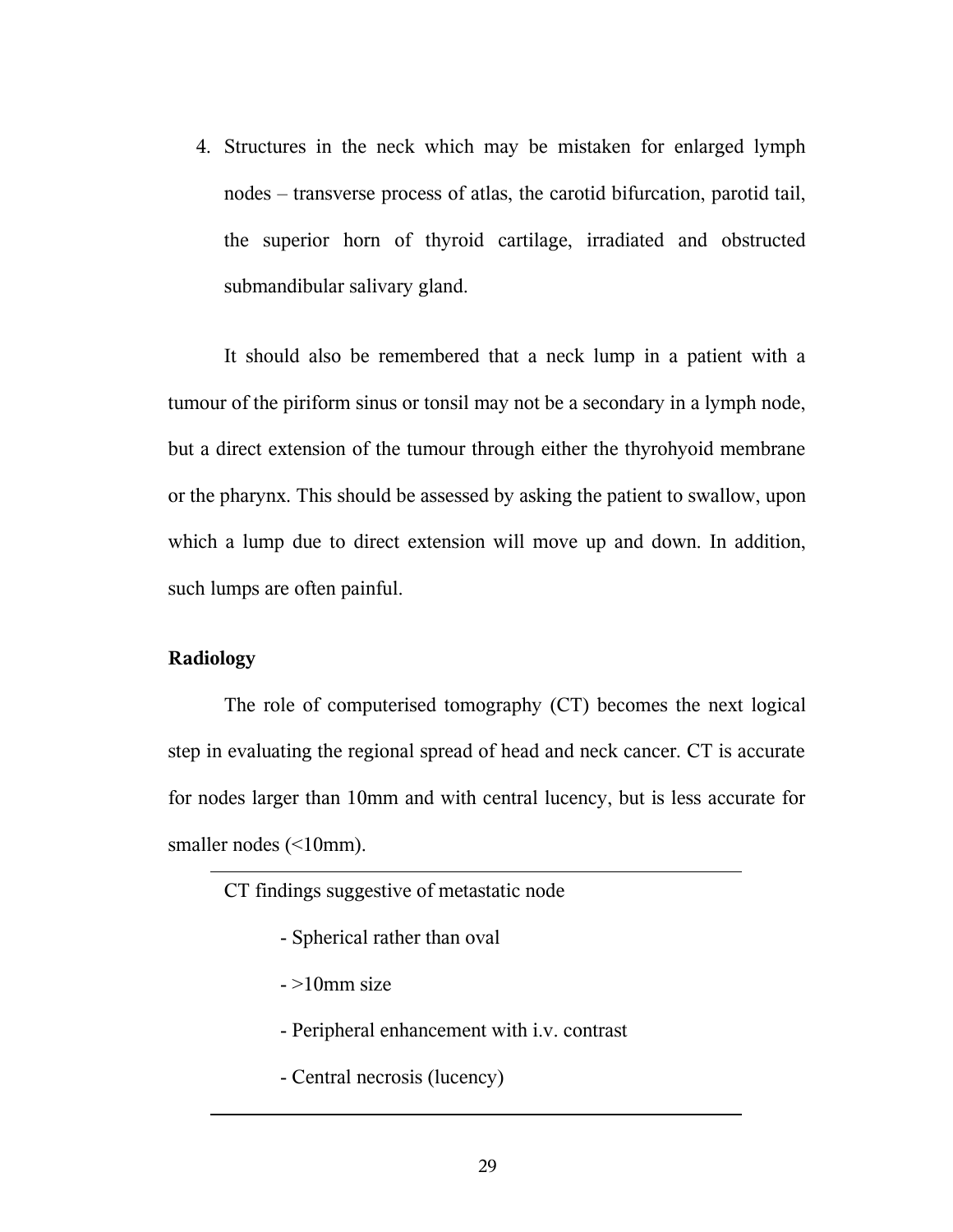4. Structures in the neck which may be mistaken for enlarged lymph nodes – transverse process of atlas, the carotid bifurcation, parotid tail, the superior horn of thyroid cartilage, irradiated and obstructed submandibular salivary gland.

It should also be remembered that a neck lump in a patient with a tumour of the piriform sinus or tonsil may not be a secondary in a lymph node, but a direct extension of the tumour through either the thyrohyoid membrane or the pharynx. This should be assessed by asking the patient to swallow, upon which a lump due to direct extension will move up and down. In addition, such lumps are often painful.

**Radiology**

The role of computerised tomography (CT) becomes the next logical step in evaluating the regional spread of head and neck cancer. CT is accurate for nodes larger than 10mm and with central lucency, but is less accurate for smaller nodes (<10mm).

---

CT findings suggestive of metastatic node

- Spherical rather than oval
- >10mm size
- Peripheral enhancement with i.v. contrast
- Central necrosis (lucency)

---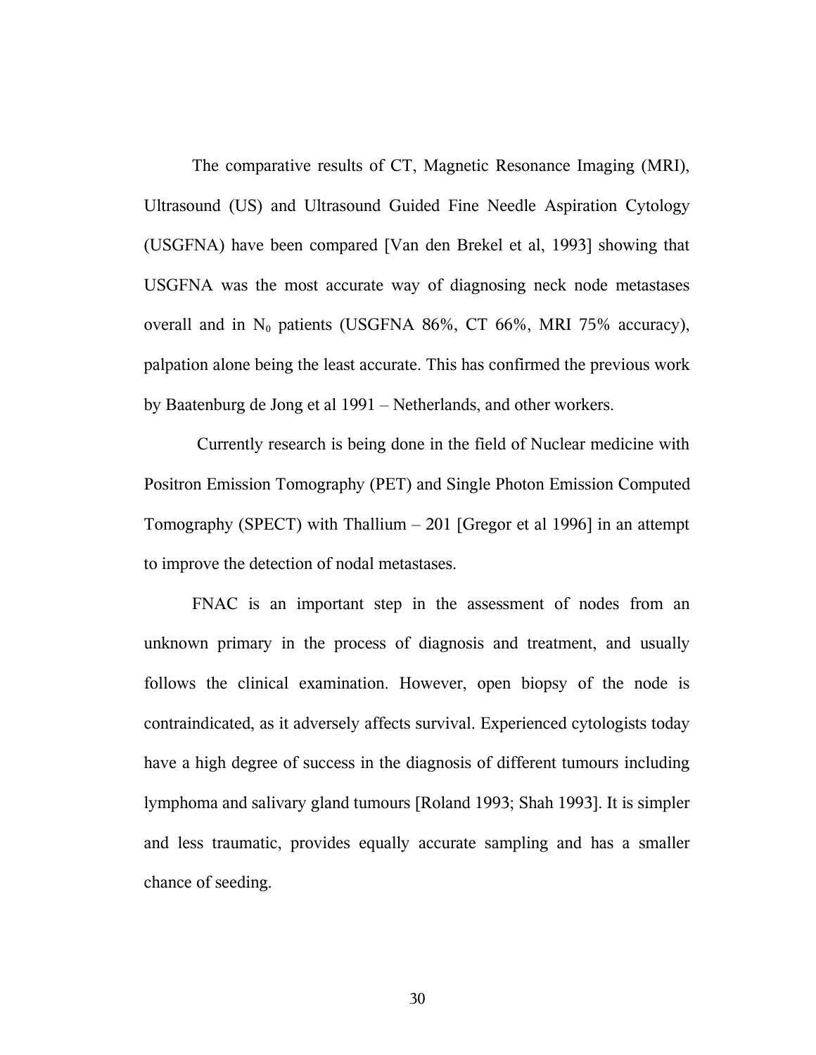The comparative results of CT, Magnetic Resonance Imaging (MRI), Ultrasound (US) and Ultrasound Guided Fine Needle Aspiration Cytology (USGFNA) have been compared [Van den Brekel et al, 1993] showing that USGFNA was the most accurate way of diagnosing neck node metastases overall and in $N_0$ patients (USGFNA 86%, CT 66%, MRI 75% accuracy), palpation alone being the least accurate. This has confirmed the previous work by Baatenburg de Jong et al 1991 – Netherlands, and other workers.

Currently research is being done in the field of Nuclear medicine with Positron Emission Tomography (PET) and Single Photon Emission Computed Tomography (SPECT) with Thallium – 201 [Gregor et al 1996] in an attempt to improve the detection of nodal metastases.

FNAC is an important step in the assessment of nodes from an unknown primary in the process of diagnosis and treatment, and usually follows the clinical examination. However, open biopsy of the node is contraindicated, as it adversely affects survival. Experienced cytologists today have a high degree of success in the diagnosis of different tumours including lymphoma and salivary gland tumours [Roland 1993; Shah 1993]. It is simpler and less traumatic, provides equally accurate sampling and has a smaller chance of seeding.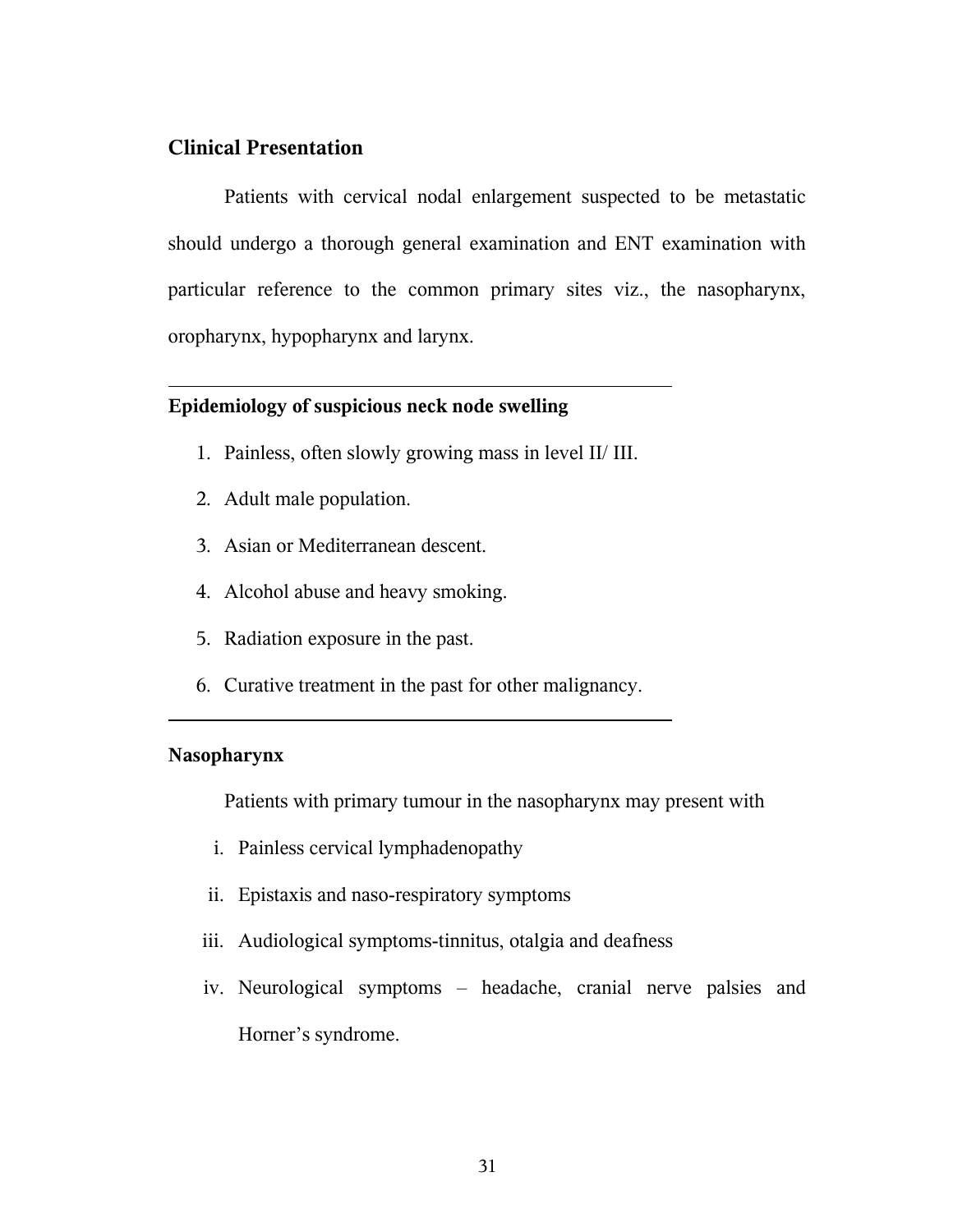## Clinical Presentation

Patients with cervical nodal enlargement suspected to be metastatic should undergo a thorough general examination and ENT examination with particular reference to the common primary sites viz., the nasopharynx, oropharynx, hypopharynx and larynx.

---

**Epidemiology of suspicious neck node swelling**

1. Painless, often slowly growing mass in level II/ III.
2. Adult male population.
3. Asian or Mediterranean descent.
4. Alcohol abuse and heavy smoking.
5. Radiation exposure in the past.
6. Curative treatment in the past for other malignancy.

---

### Nasopharynx

Patients with primary tumour in the nasopharynx may present with

i. Painless cervical lymphadenopathy
ii. Epistaxis and naso-respiratory symptoms
iii. Audiological symptoms-tinnitus, otalgia and deafness
iv. Neurological symptoms – headache, cranial nerve palsies and Horner's syndrome.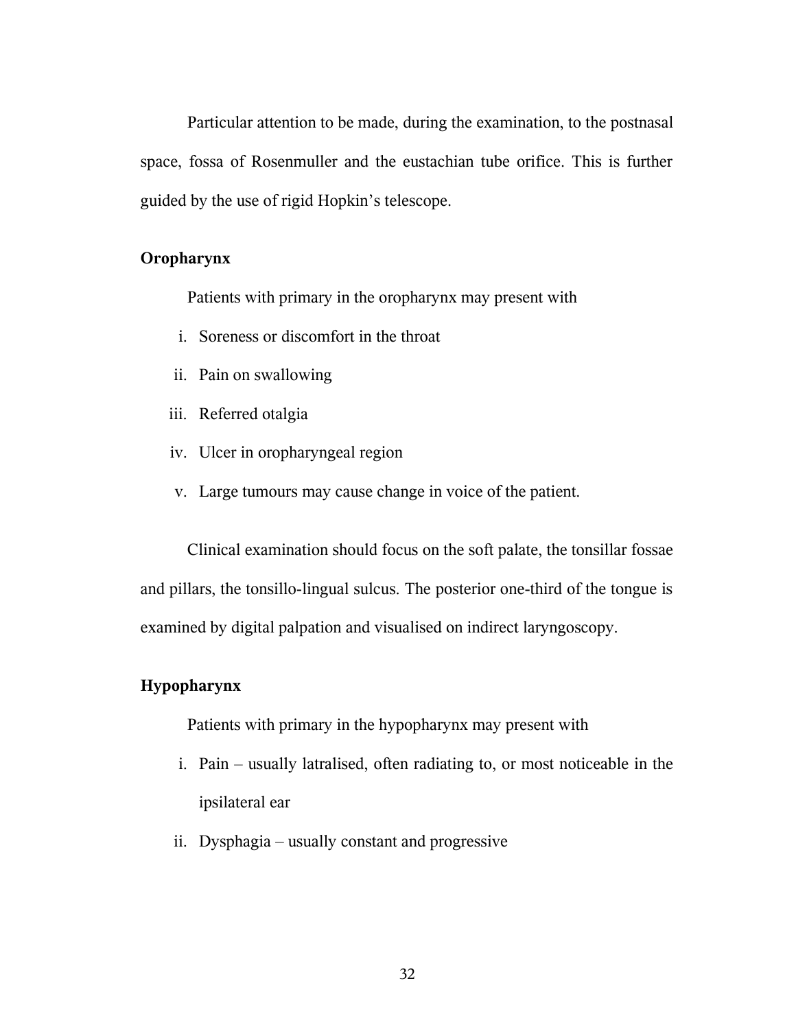Particular attention to be made, during the examination, to the postnasal space, fossa of Rosenmuller and the eustachian tube orifice. This is further guided by the use of rigid Hopkin's telescope.

**Oropharynx**

Patients with primary in the oropharynx may present with

i. Soreness or discomfort in the throat
ii. Pain on swallowing
iii. Referred otalgia
iv. Ulcer in oropharyngeal region
v. Large tumours may cause change in voice of the patient.

Clinical examination should focus on the soft palate, the tonsillar fossae and pillars, the tonsillo-lingual sulcus. The posterior one-third of the tongue is examined by digital palpation and visualised on indirect laryngoscopy.

**Hypopharynx**

Patients with primary in the hypopharynx may present with

i. Pain – usually latralised, often radiating to, or most noticeable in the ipsilateral ear
ii. Dysphagia – usually constant and progressive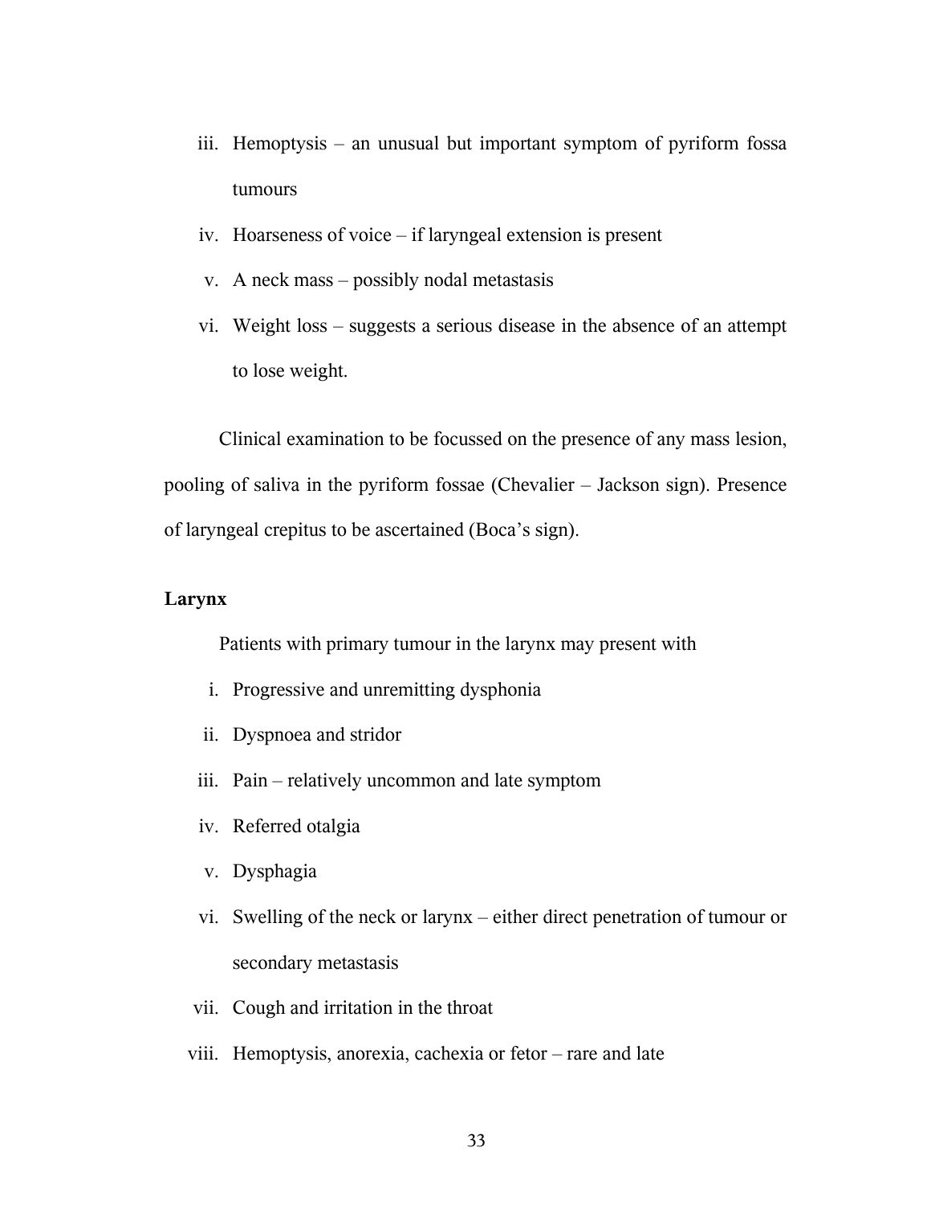iii. Hemoptysis – an unusual but important symptom of pyriform fossa tumours
iv. Hoarseness of voice – if laryngeal extension is present
v. A neck mass – possibly nodal metastasis
vi. Weight loss – suggests a serious disease in the absence of an attempt to lose weight.

Clinical examination to be focussed on the presence of any mass lesion, pooling of saliva in the pyriform fossae (Chevalier – Jackson sign). Presence of laryngeal crepitus to be ascertained (Boca's sign).

**Larynx**

Patients with primary tumour in the larynx may present with

i. Progressive and unremitting dysphonia
ii. Dyspnoea and stridor
iii. Pain – relatively uncommon and late symptom
iv. Referred otalgia
v. Dysphagia
vi. Swelling of the neck or larynx – either direct penetration of tumour or secondary metastasis
vii. Cough and irritation in the throat
viii. Hemoptysis, anorexia, cachexia or fetor – rare and late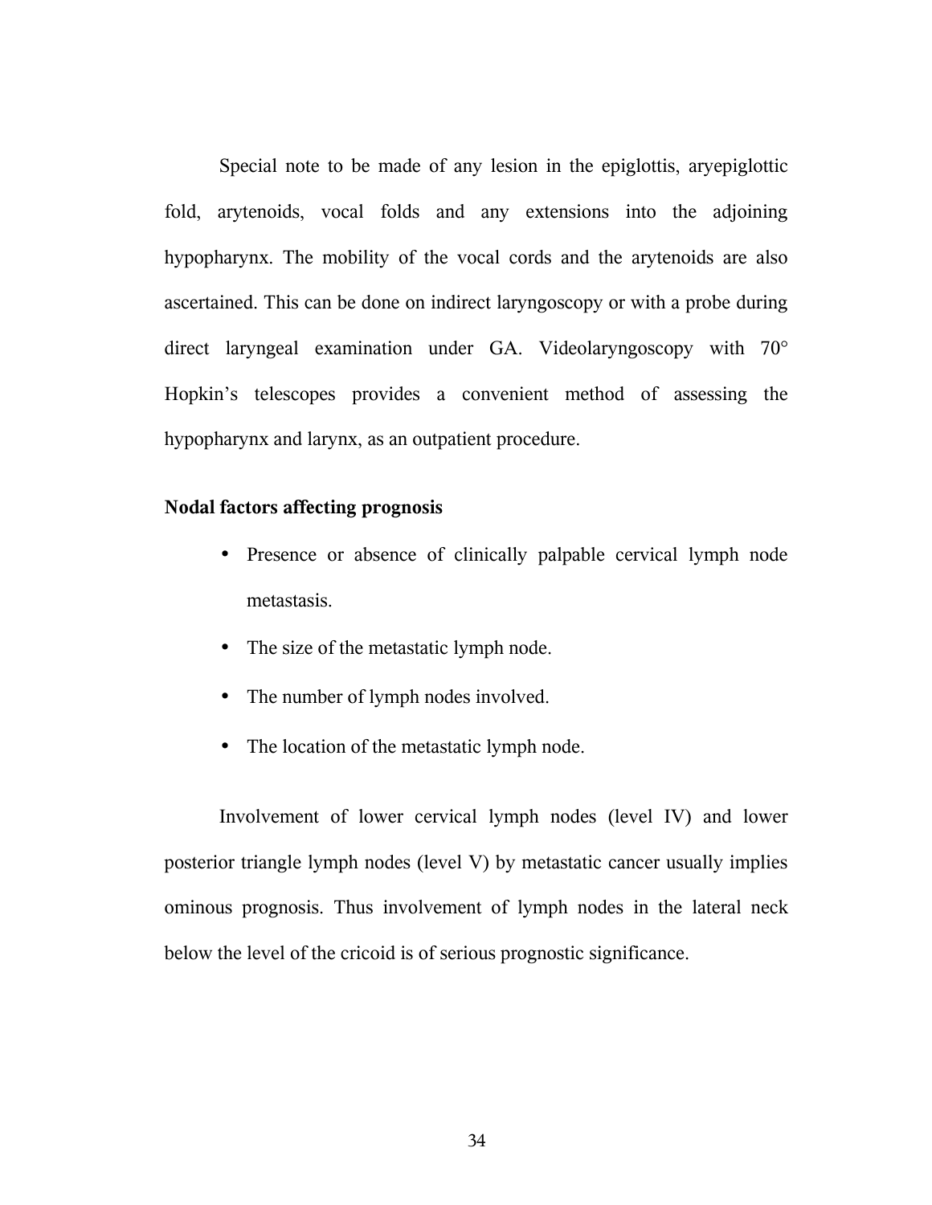Special note to be made of any lesion in the epiglottis, aryepiglottic fold, arytenoids, vocal folds and any extensions into the adjoining hypopharynx. The mobility of the vocal cords and the arytenoids are also ascertained. This can be done on indirect laryngoscopy or with a probe during direct laryngeal examination under GA. Videolaryngoscopy with 70° Hopkin's telescopes provides a convenient method of assessing the hypopharynx and larynx, as an outpatient procedure.

**Nodal factors affecting prognosis**

- Presence or absence of clinically palpable cervical lymph node metastasis.
- The size of the metastatic lymph node.
- The number of lymph nodes involved.
- The location of the metastatic lymph node.

Involvement of lower cervical lymph nodes (level IV) and lower posterior triangle lymph nodes (level V) by metastatic cancer usually implies ominous prognosis. Thus involvement of lymph nodes in the lateral neck below the level of the cricoid is of serious prognostic significance.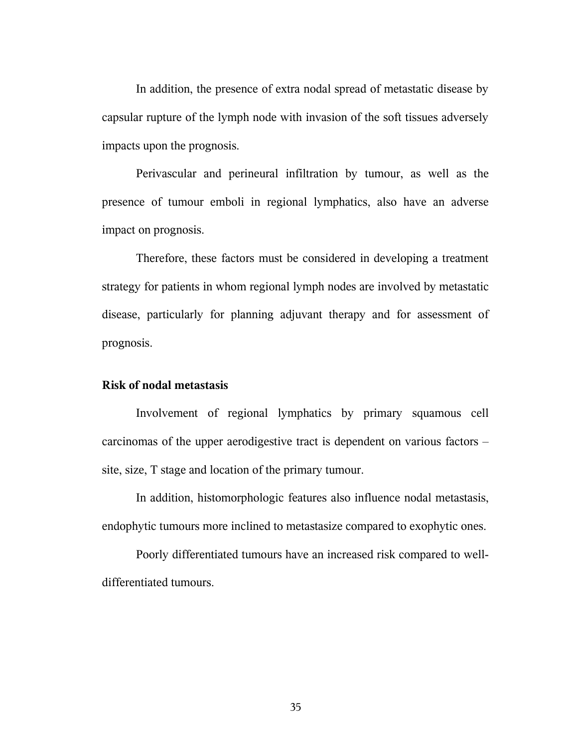In addition, the presence of extra nodal spread of metastatic disease by capsular rupture of the lymph node with invasion of the soft tissues adversely impacts upon the prognosis.

Perivascular and perineural infiltration by tumour, as well as the presence of tumour emboli in regional lymphatics, also have an adverse impact on prognosis.

Therefore, these factors must be considered in developing a treatment strategy for patients in whom regional lymph nodes are involved by metastatic disease, particularly for planning adjuvant therapy and for assessment of prognosis.

**Risk of nodal metastasis**

Involvement of regional lymphatics by primary squamous cell carcinomas of the upper aerodigestive tract is dependent on various factors – site, size, T stage and location of the primary tumour.

In addition, histomorphologic features also influence nodal metastasis, endophytic tumours more inclined to metastasize compared to exophytic ones.

Poorly differentiated tumours have an increased risk compared to well-differentiated tumours.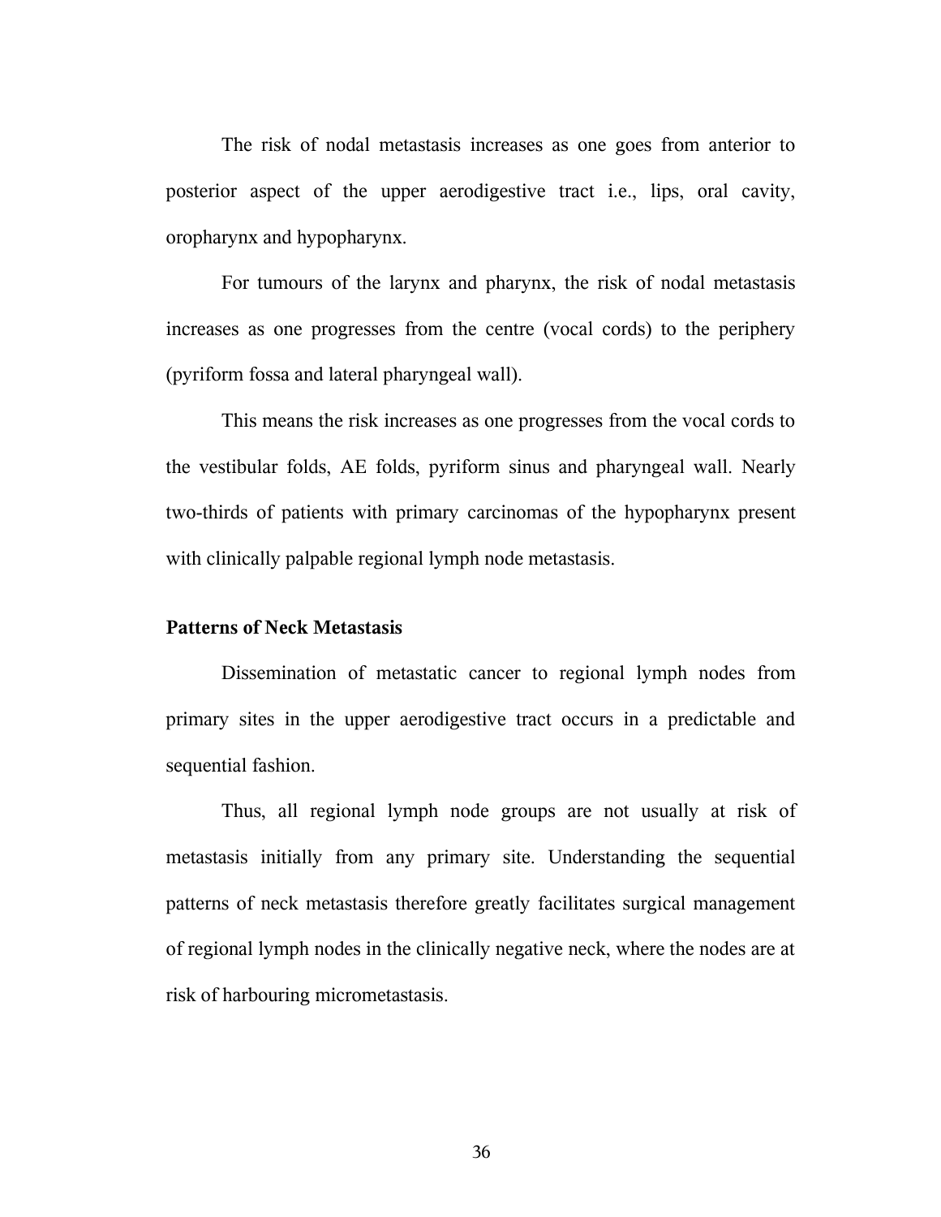The risk of nodal metastasis increases as one goes from anterior to posterior aspect of the upper aerodigestive tract i.e., lips, oral cavity, oropharynx and hypopharynx.

For tumours of the larynx and pharynx, the risk of nodal metastasis increases as one progresses from the centre (vocal cords) to the periphery (pyriform fossa and lateral pharyngeal wall).

This means the risk increases as one progresses from the vocal cords to the vestibular folds, AE folds, pyriform sinus and pharyngeal wall. Nearly two-thirds of patients with primary carcinomas of the hypopharynx present with clinically palpable regional lymph node metastasis.

### Patterns of Neck Metastasis

Dissemination of metastatic cancer to regional lymph nodes from primary sites in the upper aerodigestive tract occurs in a predictable and sequential fashion.

Thus, all regional lymph node groups are not usually at risk of metastasis initially from any primary site. Understanding the sequential patterns of neck metastasis therefore greatly facilitates surgical management of regional lymph nodes in the clinically negative neck, where the nodes are at risk of harbouring micrometastasis.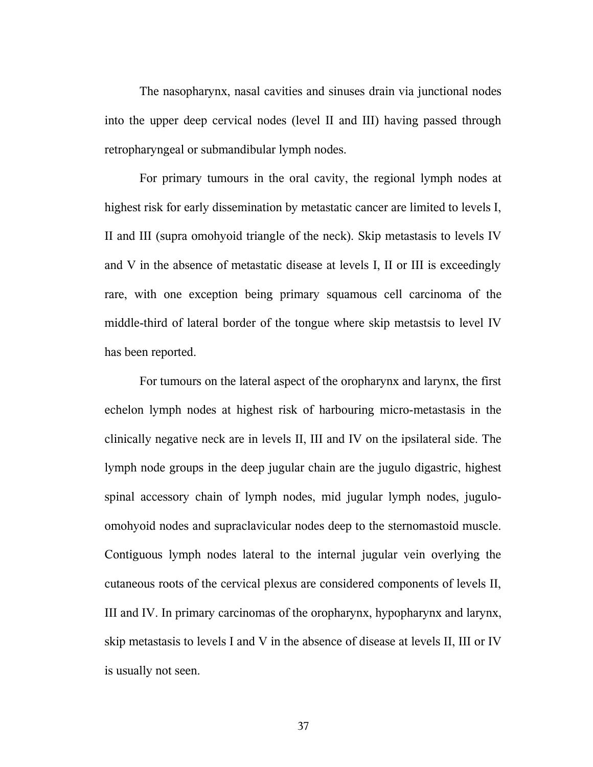The nasopharynx, nasal cavities and sinuses drain via junctional nodes into the upper deep cervical nodes (level II and III) having passed through retropharyngeal or submandibular lymph nodes.

For primary tumours in the oral cavity, the regional lymph nodes at highest risk for early dissemination by metastatic cancer are limited to levels I, II and III (supra omohyoid triangle of the neck). Skip metastasis to levels IV and V in the absence of metastatic disease at levels I, II or III is exceedingly rare, with one exception being primary squamous cell carcinoma of the middle-third of lateral border of the tongue where skip metastsis to level IV has been reported.

For tumours on the lateral aspect of the oropharynx and larynx, the first echelon lymph nodes at highest risk of harbouring micro-metastasis in the clinically negative neck are in levels II, III and IV on the ipsilateral side. The lymph node groups in the deep jugular chain are the jugulo digastric, highest spinal accessory chain of lymph nodes, mid jugular lymph nodes, jugulo-omohyoid nodes and supraclavicular nodes deep to the sternomastoid muscle. Contiguous lymph nodes lateral to the internal jugular vein overlying the cutaneous roots of the cervical plexus are considered components of levels II, III and IV. In primary carcinomas of the oropharynx, hypopharynx and larynx, skip metastasis to levels I and V in the absence of disease at levels II, III or IV is usually not seen.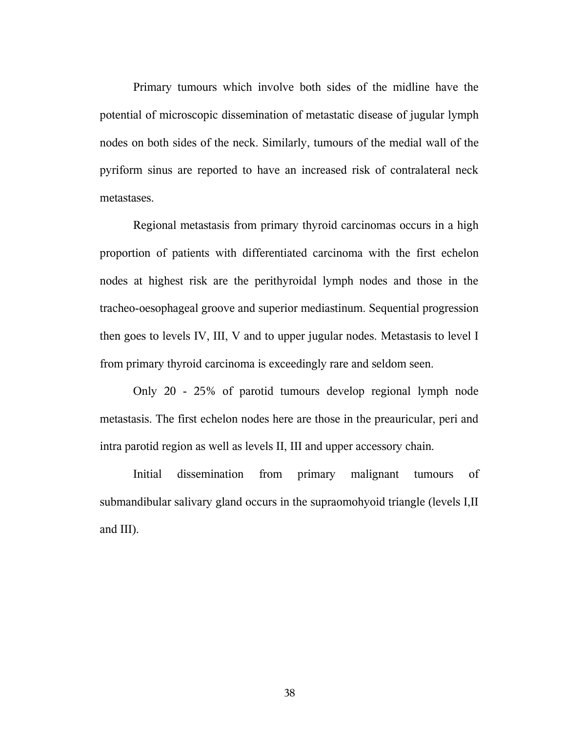Primary tumours which involve both sides of the midline have the potential of microscopic dissemination of metastatic disease of jugular lymph nodes on both sides of the neck. Similarly, tumours of the medial wall of the pyriform sinus are reported to have an increased risk of contralateral neck metastases.

Regional metastasis from primary thyroid carcinomas occurs in a high proportion of patients with differentiated carcinoma with the first echelon nodes at highest risk are the perithyroidal lymph nodes and those in the tracheo-oesophageal groove and superior mediastinum. Sequential progression then goes to levels IV, III, V and to upper jugular nodes. Metastasis to level I from primary thyroid carcinoma is exceedingly rare and seldom seen.

Only 20 - 25% of parotid tumours develop regional lymph node metastasis. The first echelon nodes here are those in the preauricular, peri and intra parotid region as well as levels II, III and upper accessory chain.

Initial dissemination from primary malignant tumours of submandibular salivary gland occurs in the supraomohyoid triangle (levels I,II and III).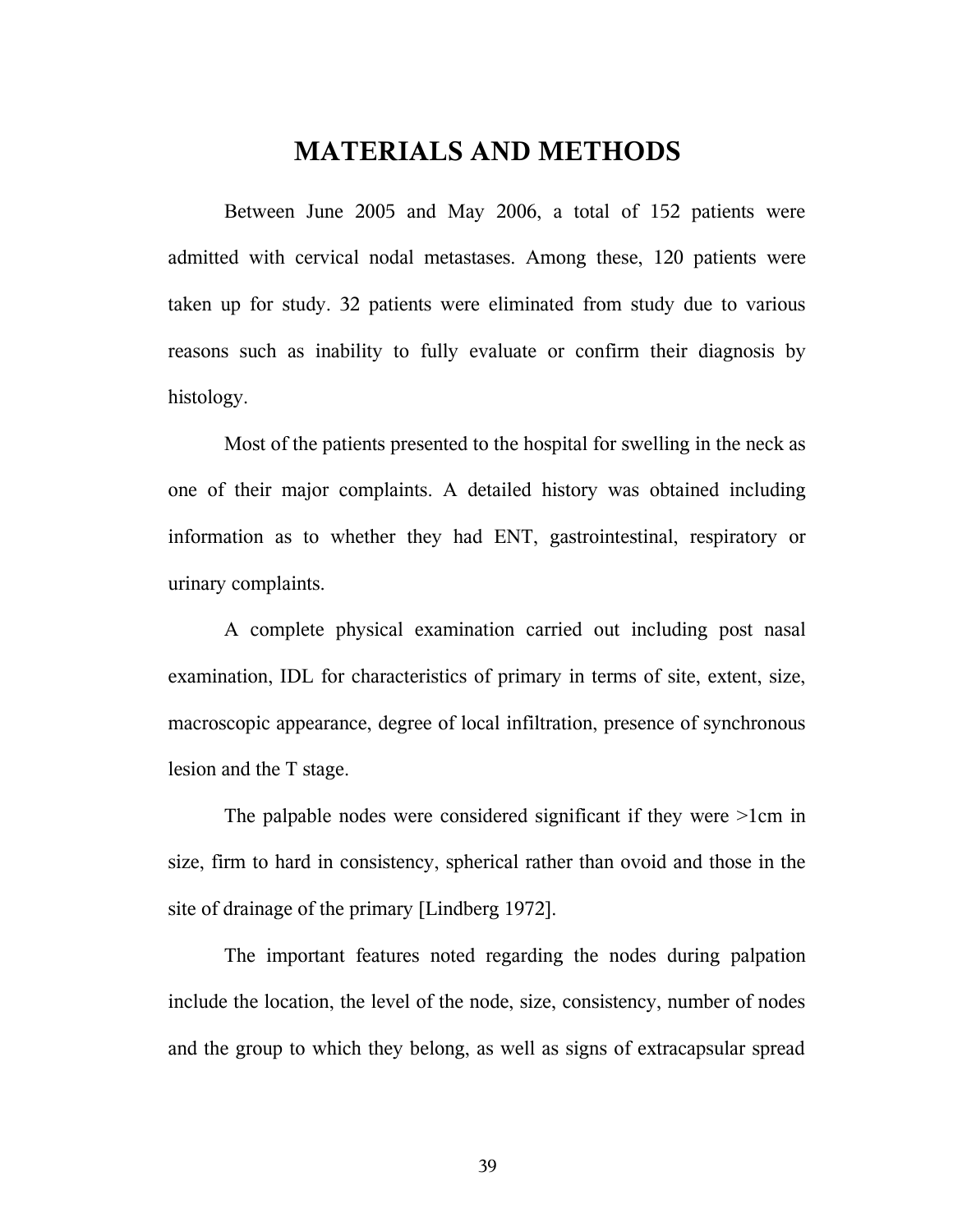# MATERIALS AND METHODS

Between June 2005 and May 2006, a total of 152 patients were admitted with cervical nodal metastases. Among these, 120 patients were taken up for study. 32 patients were eliminated from study due to various reasons such as inability to fully evaluate or confirm their diagnosis by histology.

Most of the patients presented to the hospital for swelling in the neck as one of their major complaints. A detailed history was obtained including information as to whether they had ENT, gastrointestinal, respiratory or urinary complaints.

A complete physical examination carried out including post nasal examination, IDL for characteristics of primary in terms of site, extent, size, macroscopic appearance, degree of local infiltration, presence of synchronous lesion and the T stage.

The palpable nodes were considered significant if they were >1cm in size, firm to hard in consistency, spherical rather than ovoid and those in the site of drainage of the primary [Lindberg 1972].

The important features noted regarding the nodes during palpation include the location, the level of the node, size, consistency, number of nodes and the group to which they belong, as well as signs of extracapsular spread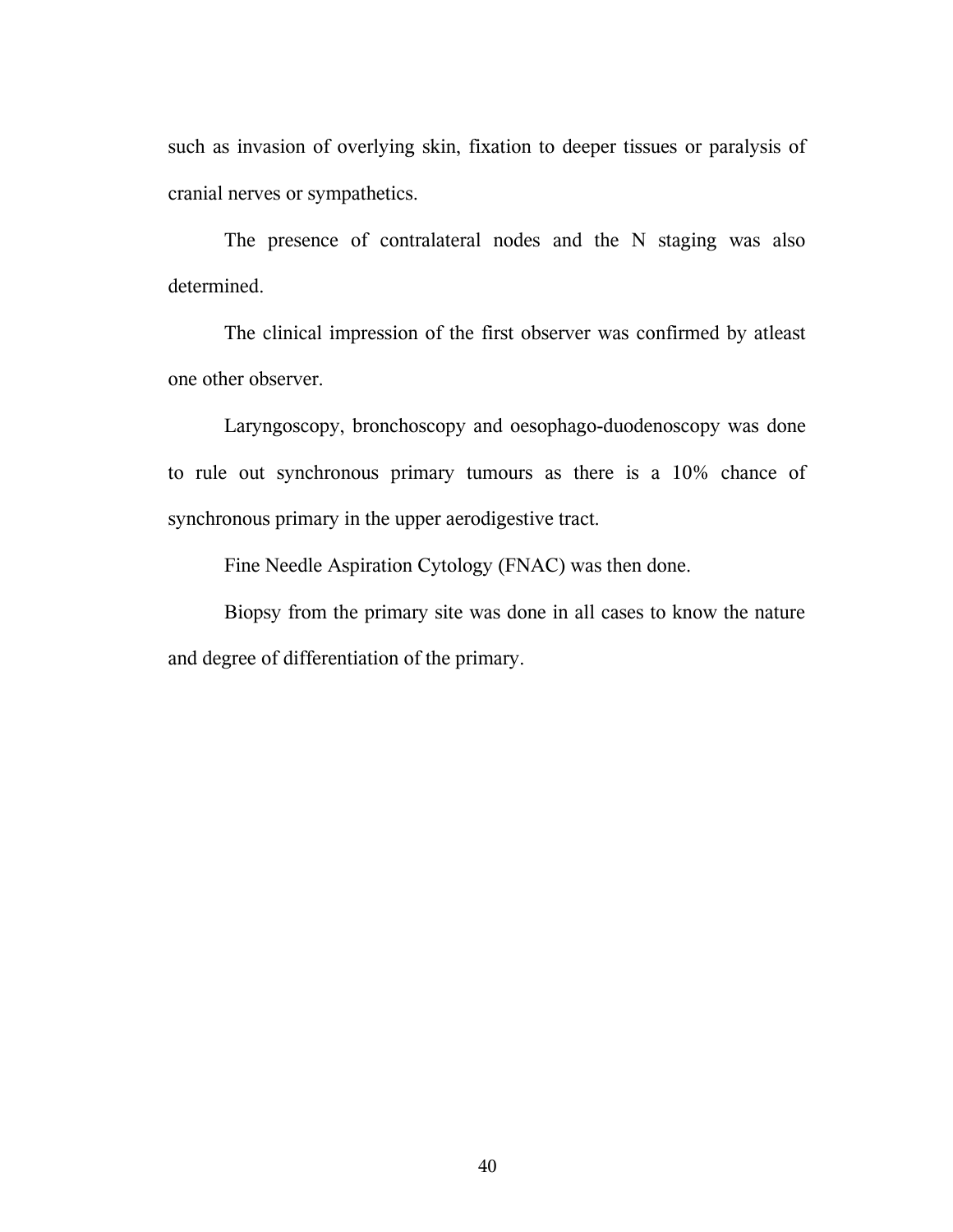such as invasion of overlying skin, fixation to deeper tissues or paralysis of cranial nerves or sympathetics.

The presence of contralateral nodes and the N staging was also determined.

The clinical impression of the first observer was confirmed by atleast one other observer.

Laryngoscopy, bronchoscopy and oesophago-duodenoscopy was done to rule out synchronous primary tumours as there is a 10% chance of synchronous primary in the upper aerodigestive tract.

Fine Needle Aspiration Cytology (FNAC) was then done.

Biopsy from the primary site was done in all cases to know the nature and degree of differentiation of the primary.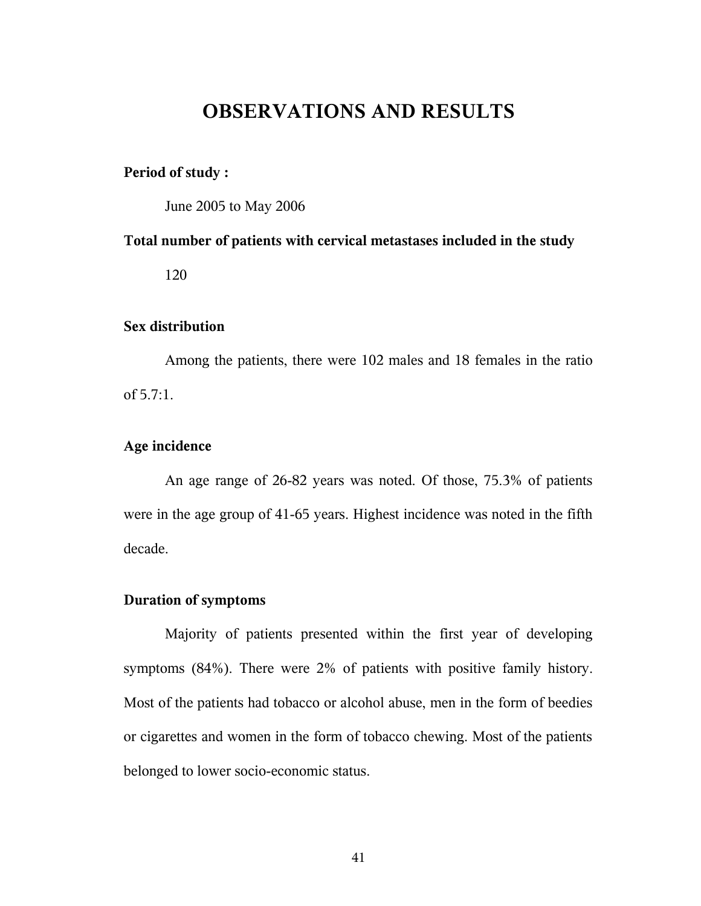# OBSERVATIONS AND RESULTS

**Period of study :**

June 2005 to May 2006

**Total number of patients with cervical metastases included in the study**

120

**Sex distribution**

Among the patients, there were 102 males and 18 females in the ratio of 5.7:1.

**Age incidence**

An age range of 26-82 years was noted. Of those, 75.3% of patients were in the age group of 41-65 years. Highest incidence was noted in the fifth decade.

**Duration of symptoms**

Majority of patients presented within the first year of developing symptoms (84%). There were 2% of patients with positive family history. Most of the patients had tobacco or alcohol abuse, men in the form of beedies or cigarettes and women in the form of tobacco chewing. Most of the patients belonged to lower socio-economic status.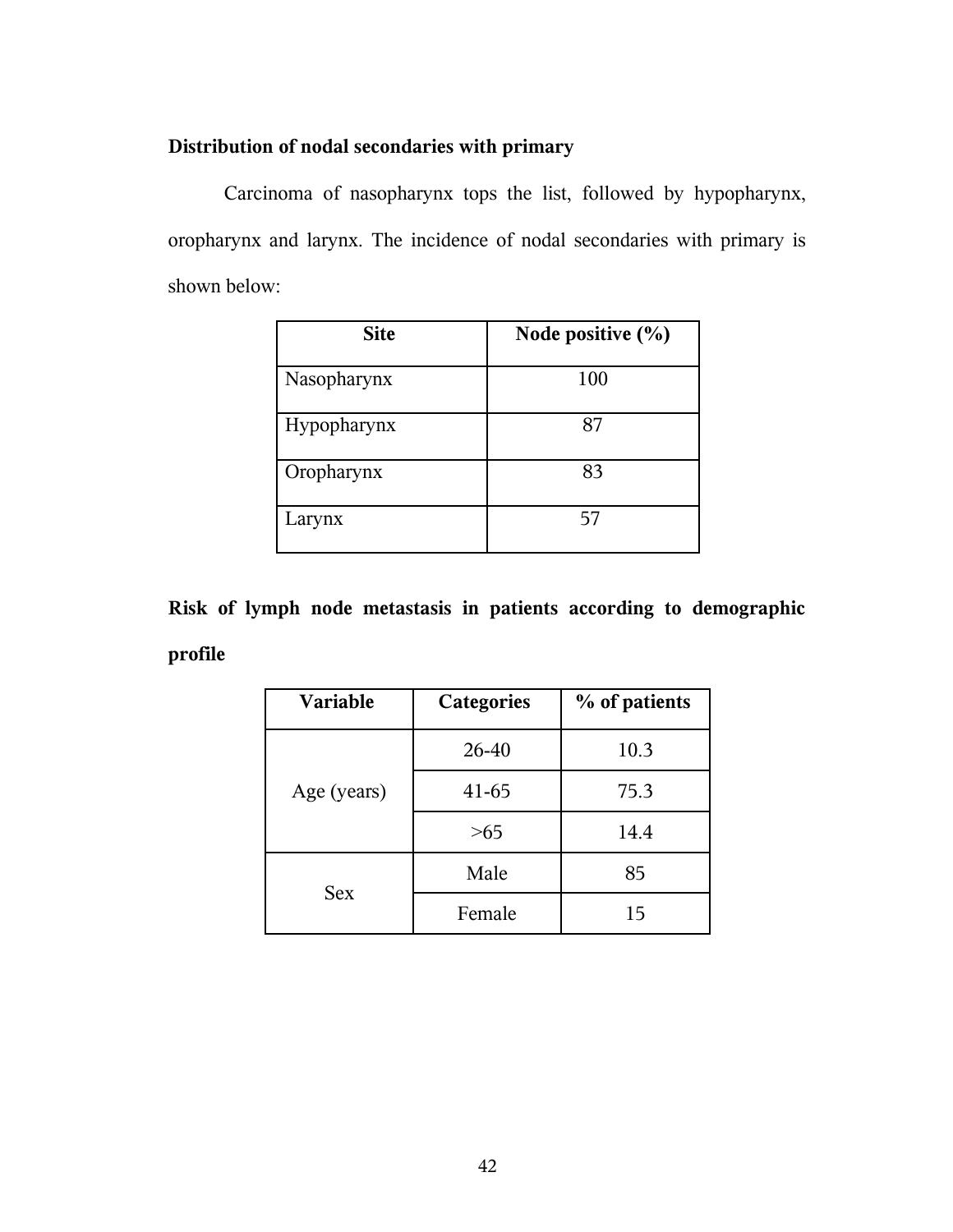**Distribution of nodal secondaries with primary**

Carcinoma of nasopharynx tops the list, followed by hypopharynx, oropharynx and larynx. The incidence of nodal secondaries with primary is shown below:

| Site | Node positive (%) |
|---|---|
| Nasopharynx | 100 |
| Hypopharynx | 87 |
| Oropharynx | 83 |
| Larynx | 57 |

**Risk of lymph node metastasis in patients according to demographic profile**

| Variable | Categories | % of patients |
|---|---|---|
| Age (years) | 26-40 | 10.3 |
| | 41-65 | 75.3 |
| | >65 | 14.4 |
| Sex | Male | 85 |
| | Female | 15 |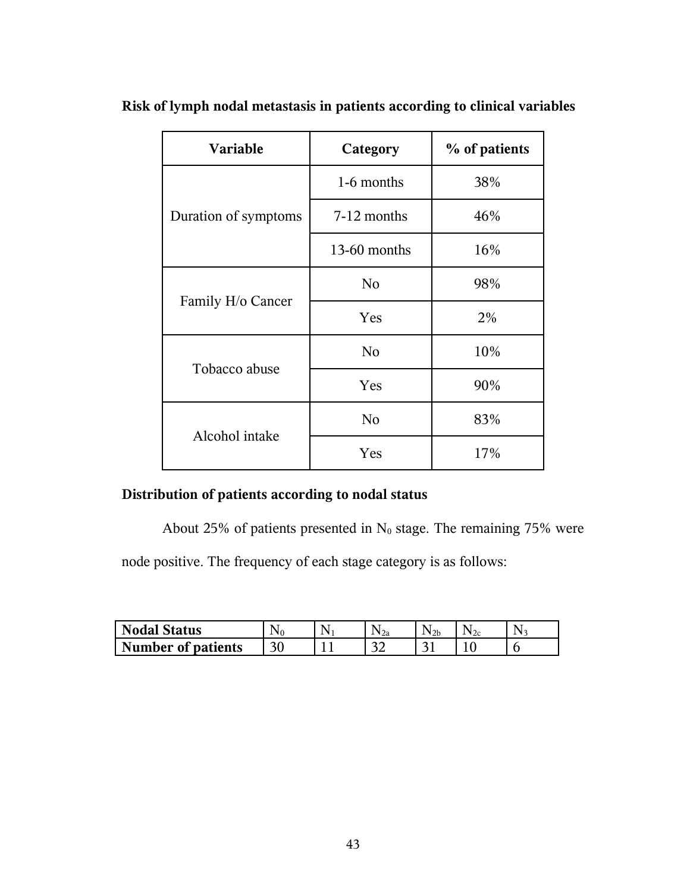**Risk of lymph nodal metastasis in patients according to clinical variables**

| Variable | Category | % of patients |
|---|---|---|
| Duration of symptoms | 1-6 months | 38% |
| | 7-12 months | 46% |
| | 13-60 months | 16% |
| Family H/o Cancer | No | 98% |
| | Yes | 2% |
| Tobacco abuse | No | 10% |
| | Yes | 90% |
| Alcohol intake | No | 83% |
| | Yes | 17% |

**Distribution of patients according to nodal status**

About 25% of patients presented in $N_0$ stage. The remaining 75% were node positive. The frequency of each stage category is as follows:

| **Nodal Status** | $N_0$ | $N_1$ | $N_{2a}$ | $N_{2b}$ | $N_{2c}$ | $N_3$ |
|---|---|---|---|---|---|---|
| **Number of patients** | 30 | 11 | 32 | 31 | 10 | 6 |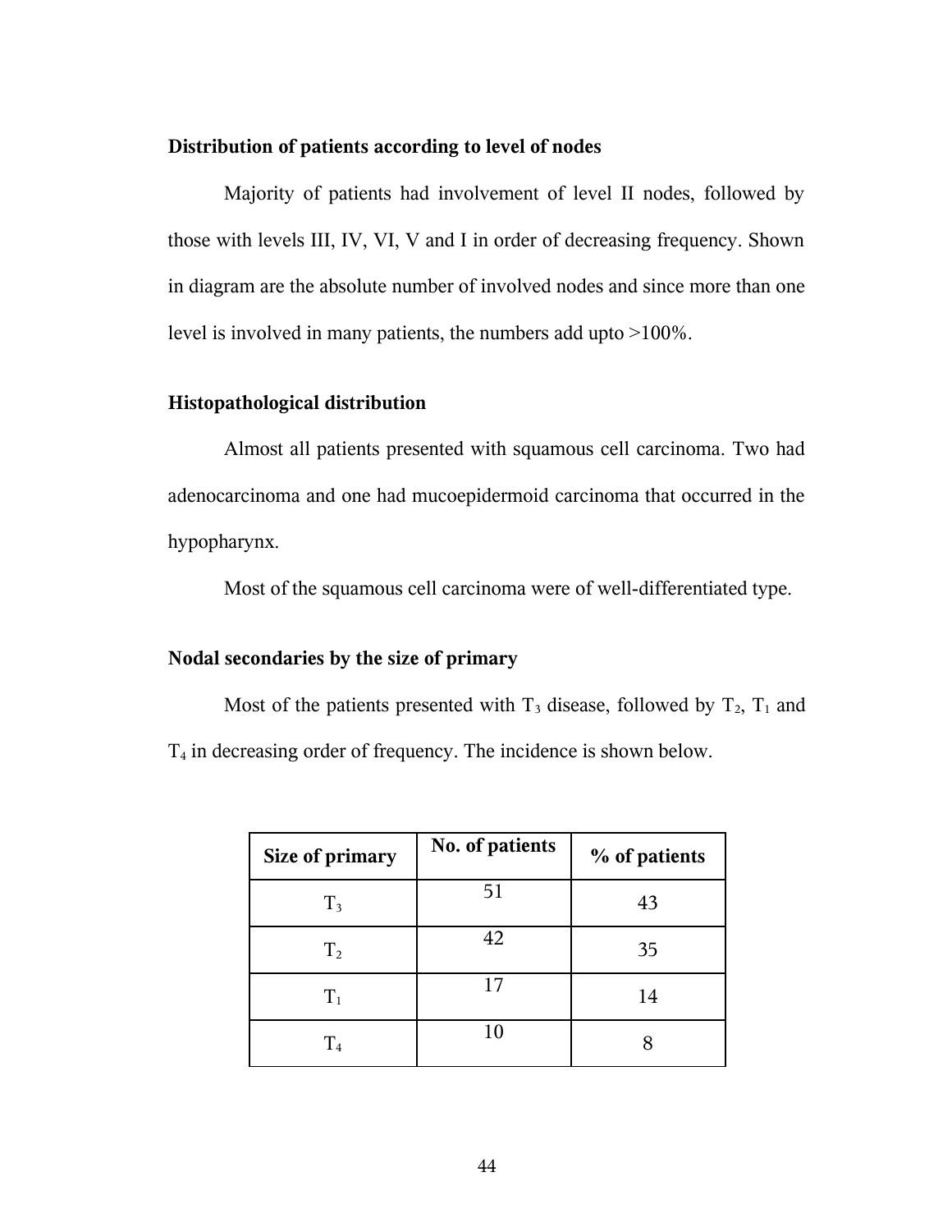### Distribution of patients according to level of nodes

Majority of patients had involvement of level II nodes, followed by those with levels III, IV, VI, V and I in order of decreasing frequency. Shown in diagram are the absolute number of involved nodes and since more than one level is involved in many patients, the numbers add upto >100%.

### Histopathological distribution

Almost all patients presented with squamous cell carcinoma. Two had adenocarcinoma and one had mucoepidermoid carcinoma that occurred in the hypopharynx.

Most of the squamous cell carcinoma were of well-differentiated type.

### Nodal secondaries by the size of primary

Most of the patients presented with $T_3$ disease, followed by $T_2$, $T_1$ and $T_4$ in decreasing order of frequency. The incidence is shown below.

| Size of primary | No. of patients | % of patients |
|---|---|---|
| $T_3$ | 51 | 43 |
| $T_2$ | 42 | 35 |
| $T_1$ | 17 | 14 |
| $T_4$ | 10 | 8 |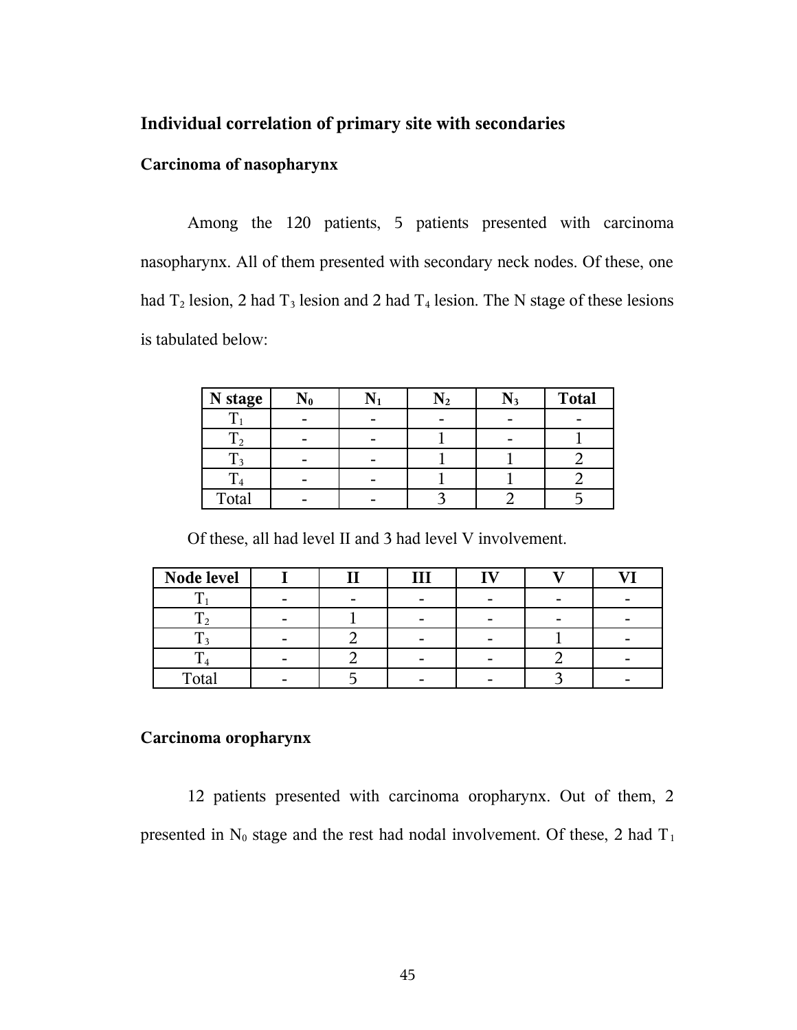## Individual correlation of primary site with secondaries

### Carcinoma of nasopharynx

Among the 120 patients, 5 patients presented with carcinoma nasopharynx. All of them presented with secondary neck nodes. Of these, one had $T_2$ lesion, 2 had $T_3$ lesion and 2 had $T_4$ lesion. The N stage of these lesions is tabulated below:

| **N stage** | **$N_0$** | **$N_1$** | **$N_2$** | **$N_3$** | **Total** |
|---|---|---|---|---|---|
| $T_1$ | - | - | - | - | - |
| $T_2$ | - | - | 1 | - | 1 |
| $T_3$ | - | - | 1 | 1 | 2 |
| $T_4$ | - | - | 1 | 1 | 2 |
| Total | - | - | 3 | 2 | 5 |

Of these, all had level II and 3 had level V involvement.

| **Node level** | **I** | **II** | **III** | **IV** | **V** | **VI** |
|---|---|---|---|---|---|---|
| $T_1$ | - | - | - | - | - | - |
| $T_2$ | - | 1 | - | - | - | - |
| $T_3$ | - | 2 | - | - | 1 | - |
| $T_4$ | - | 2 | - | - | 2 | - |
| Total | - | 5 | - | - | 3 | - |

### Carcinoma oropharynx

12 patients presented with carcinoma oropharynx. Out of them, 2 presented in $N_0$ stage and the rest had nodal involvement. Of these, 2 had $T_1$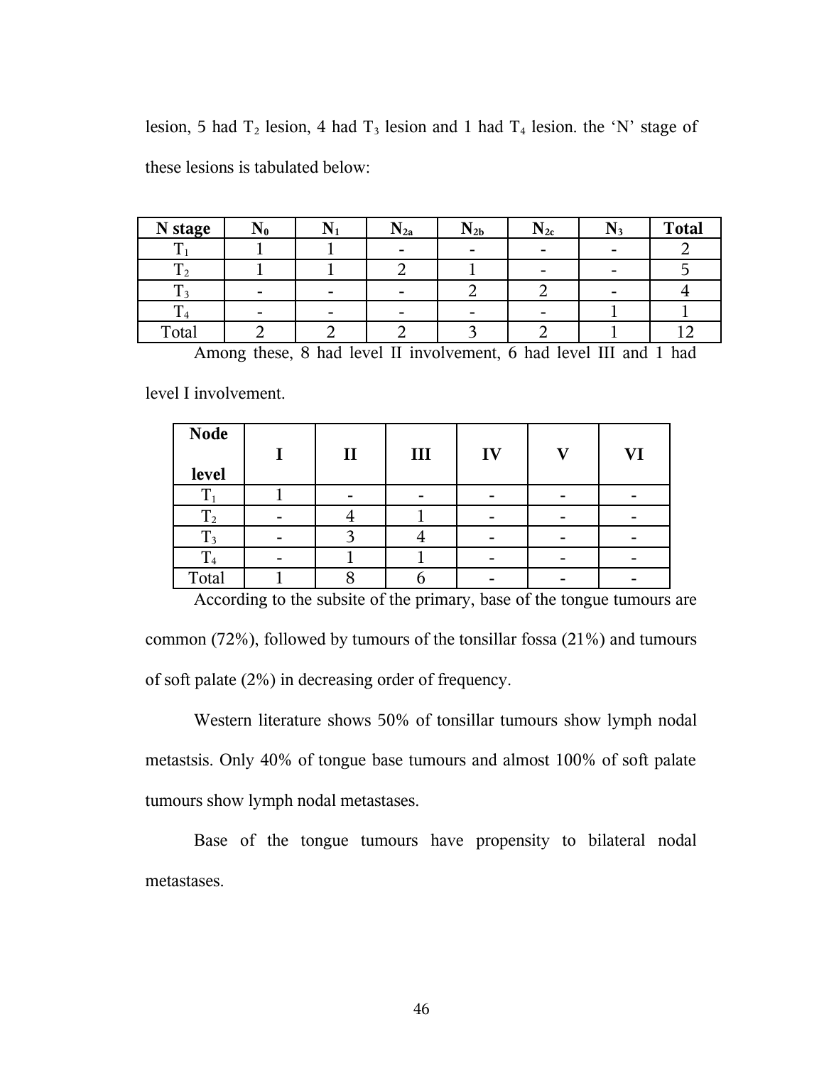lesion, 5 had $T_2$ lesion, 4 had $T_3$ lesion and 1 had $T_4$ lesion. the 'N' stage of these lesions is tabulated below:

| N stage | $N_0$ | $N_1$ | $N_{2a}$ | $N_{2b}$ | $N_{2c}$ | $N_3$ | Total |
|---|---|---|---|---|---|---|---|
| $T_1$ | 1 | 1 | - | - | - | - | 2 |
| $T_2$ | 1 | 1 | 2 | 1 | - | - | 5 |
| $T_3$ | - | - | - | 2 | 2 | - | 4 |
| $T_4$ | - | - | - | - | - | 1 | 1 |
| Total | 2 | 2 | 2 | 3 | 2 | 1 | 12 |

Among these, 8 had level II involvement, 6 had level III and 1 had level I involvement.

| Node level | I | II | III | IV | V | VI |
|---|---|---|---|---|---|---|
| $T_1$ | 1 | - | - | - | - | - |
| $T_2$ | - | 4 | 1 | - | - | - |
| $T_3$ | - | 3 | 4 | - | - | - |
| $T_4$ | - | 1 | 1 | - | - | - |
| Total | 1 | 8 | 6 | - | - | - |

According to the subsite of the primary, base of the tongue tumours are common (72%), followed by tumours of the tonsillar fossa (21%) and tumours of soft palate (2%) in decreasing order of frequency.

Western literature shows 50% of tonsillar tumours show lymph nodal metastsis. Only 40% of tongue base tumours and almost 100% of soft palate tumours show lymph nodal metastases.

Base of the tongue tumours have propensity to bilateral nodal metastases.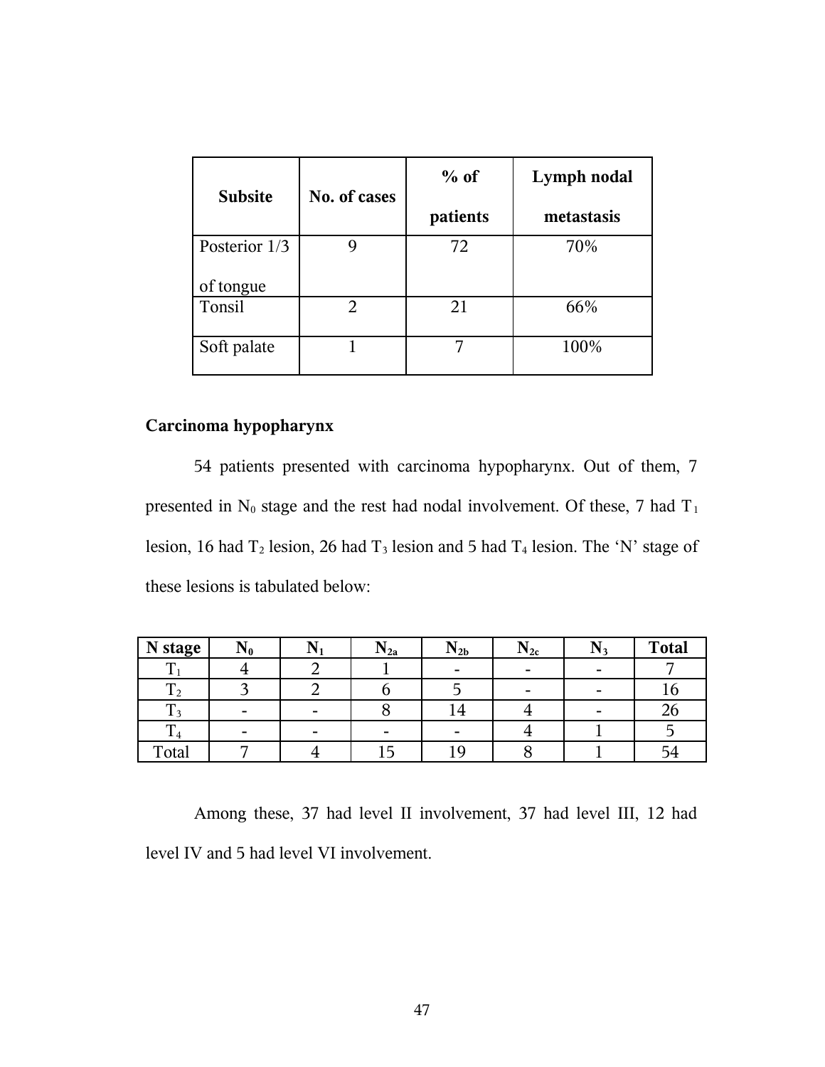| Subsite | No. of cases | % of patients | Lymph nodal metastasis |
|---|---|---|---|
| Posterior 1/3 of tongue | 9 | 72 | 70% |
| Tonsil | 2 | 21 | 66% |
| Soft palate | 1 | 7 | 100% |

**Carcinoma hypopharynx**

54 patients presented with carcinoma hypopharynx. Out of them, 7 presented in $N_0$ stage and the rest had nodal involvement. Of these, 7 had $T_1$ lesion, 16 had $T_2$ lesion, 26 had $T_3$ lesion and 5 had $T_4$ lesion. The 'N' stage of these lesions is tabulated below:

| N stage | $N_0$ | $N_1$ | $N_{2a}$ | $N_{2b}$ | $N_{2c}$ | $N_3$ | Total |
|---|---|---|---|---|---|---|---|
| $T_1$ | 4 | 2 | 1 | - | - | - | 7 |
| $T_2$ | 3 | 2 | 6 | 5 | - | - | 16 |
| $T_3$ | - | - | 8 | 14 | 4 | - | 26 |
| $T_4$ | - | - | - | - | 4 | 1 | 5 |
| Total | 7 | 4 | 15 | 19 | 8 | 1 | 54 |

Among these, 37 had level II involvement, 37 had level III, 12 had level IV and 5 had level VI involvement.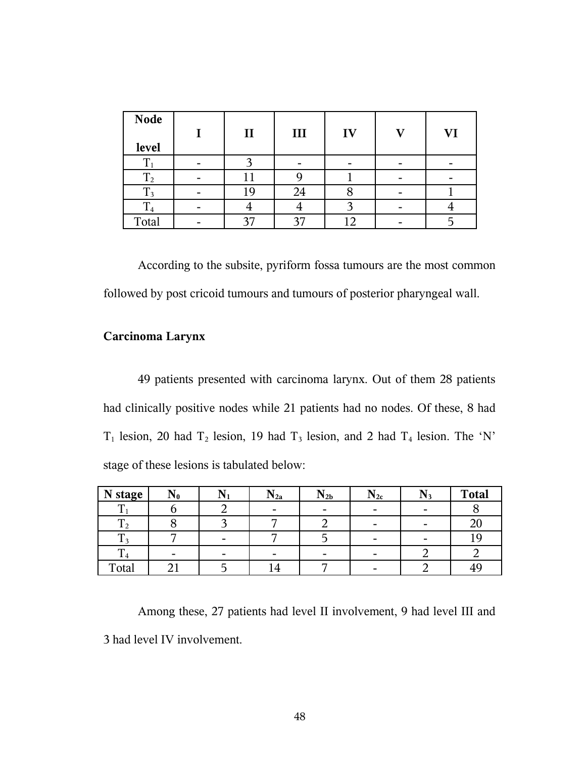| Node level | I | II | III | IV | V | VI |
|---|---|---|---|---|---|---|
| $T_1$ | - | 3 | - | - | - | - |
| $T_2$ | - | 11 | 9 | 1 | - | - |
| $T_3$ | - | 19 | 24 | 8 | - | 1 |
| $T_4$ | - | 4 | 4 | 3 | - | 4 |
| Total | - | 37 | 37 | 12 | - | 5 |

According to the subsite, pyriform fossa tumours are the most common followed by post cricoid tumours and tumours of posterior pharyngeal wall.

### Carcinoma Larynx

49 patients presented with carcinoma larynx. Out of them 28 patients had clinically positive nodes while 21 patients had no nodes. Of these, 8 had $T_1$ lesion, 20 had $T_2$ lesion, 19 had $T_3$ lesion, and 2 had $T_4$ lesion. The 'N' stage of these lesions is tabulated below:

| N stage | $N_0$ | $N_1$ | $N_{2a}$ | $N_{2b}$ | $N_{2c}$ | $N_3$ | Total |
|---|---|---|---|---|---|---|---|
| $T_1$ | 6 | 2 | - | - | - | - | 8 |
| $T_2$ | 8 | 3 | 7 | 2 | - | - | 20 |
| $T_3$ | 7 | - | 7 | 5 | - | - | 19 |
| $T_4$ | - | - | - | - | - | 2 | 2 |
| Total | 21 | 5 | 14 | 7 | - | 2 | 49 |

Among these, 27 patients had level II involvement, 9 had level III and 3 had level IV involvement.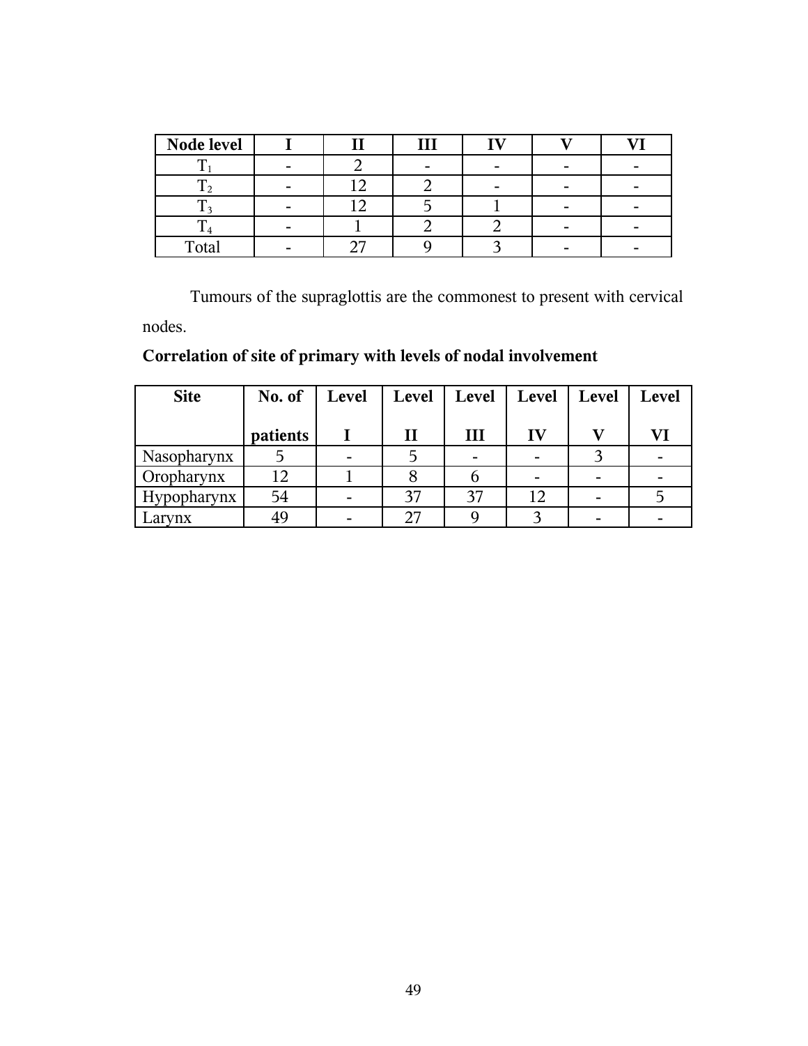| Node level | I | II | III | IV | V | VI |
|---|---|---|---|---|---|---|
| $T_1$ | - | 2 | - | - | - | - |
| $T_2$ | - | 12 | 2 | - | - | - |
| $T_3$ | - | 12 | 5 | 1 | - | - |
| $T_4$ | - | 1 | 2 | 2 | - | - |
| Total | - | 27 | 9 | 3 | - | - |

Tumours of the supraglottis are the commonest to present with cervical nodes.

**Correlation of site of primary with levels of nodal involvement**

| Site | No. of patients | Level I | Level II | Level III | Level IV | Level V | Level VI |
|---|---|---|---|---|---|---|---|
| Nasopharynx | 5 | - | 5 | - | - | 3 | - |
| Oropharynx | 12 | 1 | 8 | 6 | - | - | - |
| Hypopharynx | 54 | - | 37 | 37 | 12 | - | 5 |
| Larynx | 49 | - | 27 | 9 | 3 | - | - |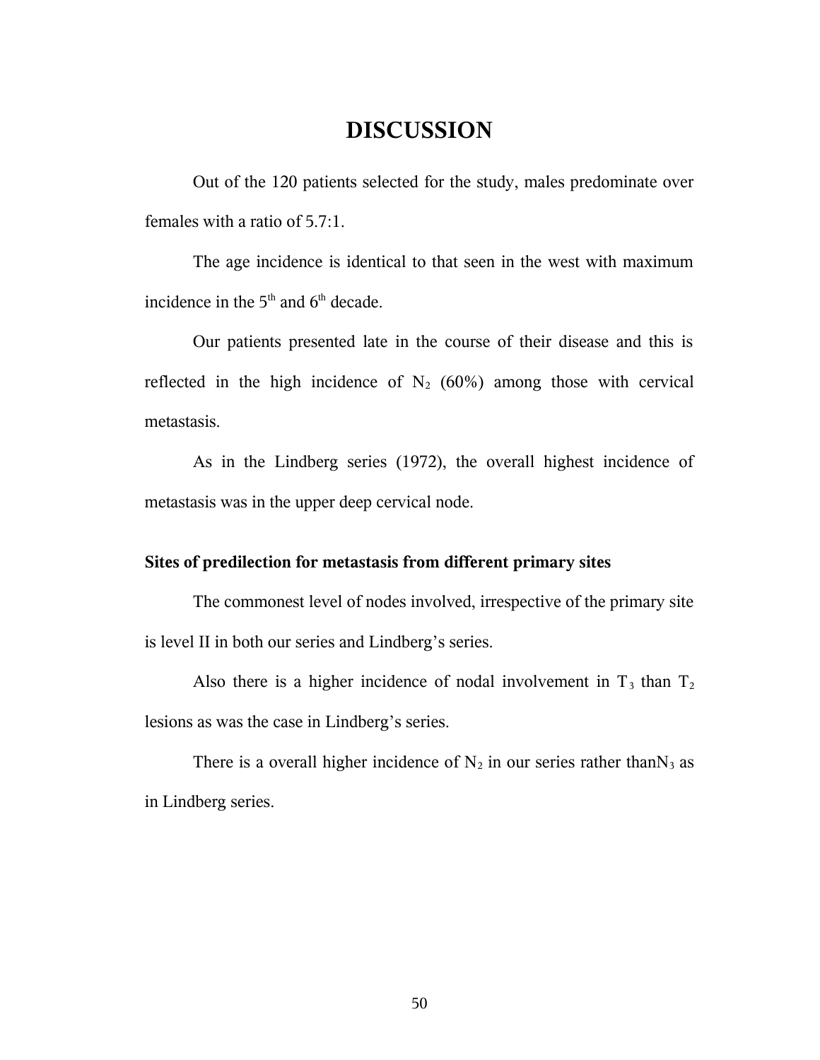# DISCUSSION

Out of the 120 patients selected for the study, males predominate over females with a ratio of 5.7:1.

The age incidence is identical to that seen in the west with maximum incidence in the $5^{th}$ and $6^{th}$ decade.

Our patients presented late in the course of their disease and this is reflected in the high incidence of $N_2$ (60%) among those with cervical metastasis.

As in the Lindberg series (1972), the overall highest incidence of metastasis was in the upper deep cervical node.

**Sites of predilection for metastasis from different primary sites**

The commonest level of nodes involved, irrespective of the primary site is level II in both our series and Lindberg's series.

Also there is a higher incidence of nodal involvement in $T_3$ than $T_2$ lesions as was the case in Lindberg's series.

There is a overall higher incidence of $N_2$ in our series rather than$N_3$ as in Lindberg series.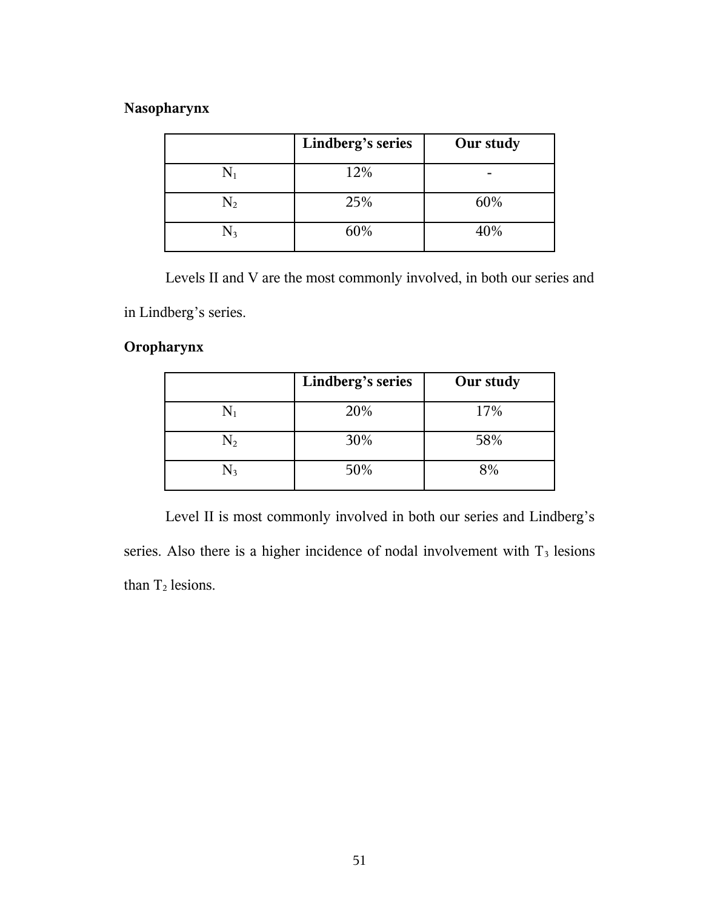**Nasopharynx**

| | Lindberg's series | Our study |
|---|---|---|
| $N_1$ | 12% | - |
| $N_2$ | 25% | 60% |
| $N_3$ | 60% | 40% |

Levels II and V are the most commonly involved, in both our series and in Lindberg's series.

**Oropharynx**

| | Lindberg's series | Our study |
|---|---|---|
| $N_1$ | 20% | 17% |
| $N_2$ | 30% | 58% |
| $N_3$ | 50% | 8% |

Level II is most commonly involved in both our series and Lindberg's series. Also there is a higher incidence of nodal involvement with $T_3$ lesions than $T_2$ lesions.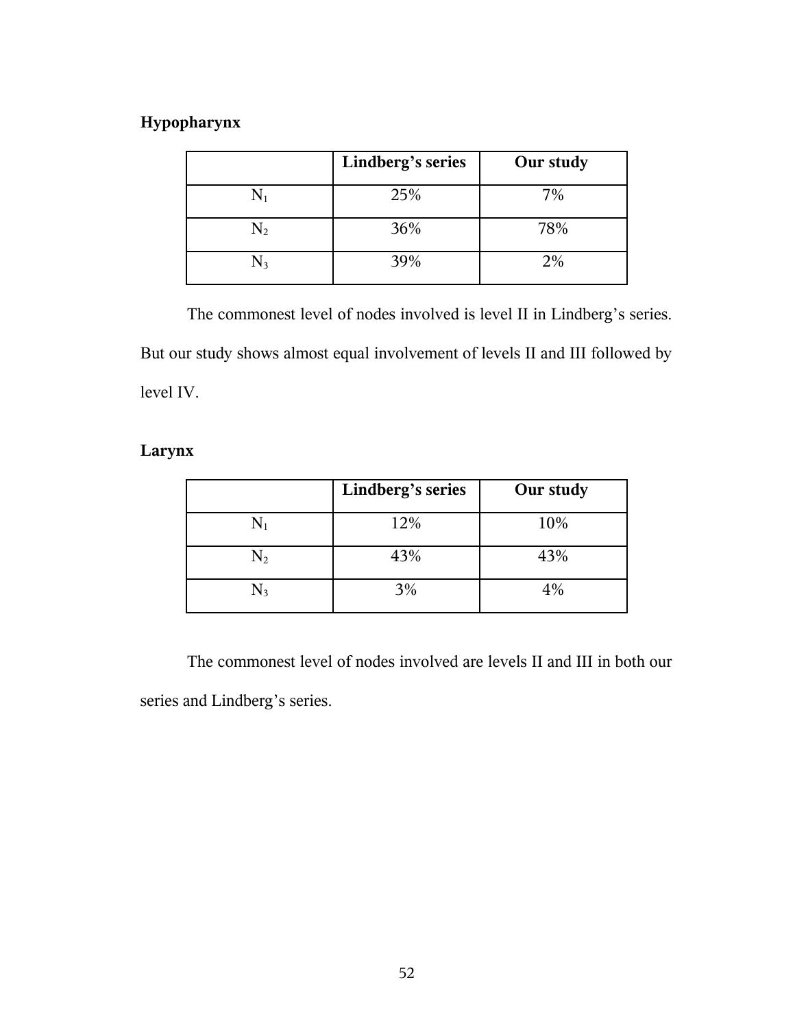**Hypopharynx**

| | Lindberg's series | Our study |
|---|---|---|
| $N_1$ | 25% | 7% |
| $N_2$ | 36% | 78% |
| $N_3$ | 39% | 2% |

The commonest level of nodes involved is level II in Lindberg's series. But our study shows almost equal involvement of levels II and III followed by level IV.

**Larynx**

| | Lindberg's series | Our study |
|---|---|---|
| $N_1$ | 12% | 10% |
| $N_2$ | 43% | 43% |
| $N_3$ | 3% | 4% |

The commonest level of nodes involved are levels II and III in both our series and Lindberg's series.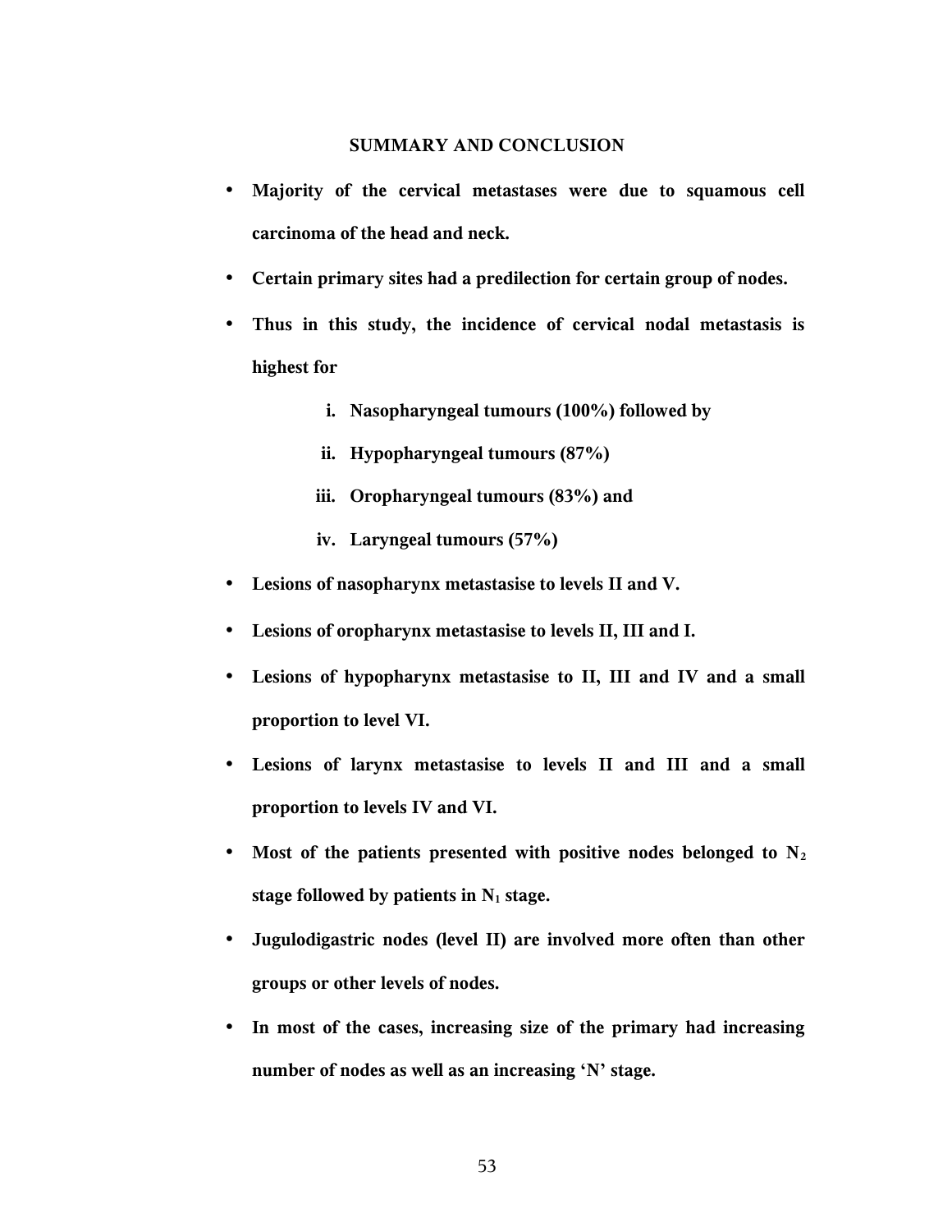## SUMMARY AND CONCLUSION

- **Majority of the cervical metastases were due to squamous cell carcinoma of the head and neck.**
- **Certain primary sites had a predilection for certain group of nodes.**
- **Thus in this study, the incidence of cervical nodal metastasis is highest for**
    - i. **Nasopharyngeal tumours (100%) followed by**
    - ii. **Hypopharyngeal tumours (87%)**
    - iii. **Oropharyngeal tumours (83%) and**
    - iv. **Laryngeal tumours (57%)**
- **Lesions of nasopharynx metastasise to levels II and V.**
- **Lesions of oropharynx metastasise to levels II, III and I.**
- **Lesions of hypopharynx metastasise to II, III and IV and a small proportion to level VI.**
- **Lesions of larynx metastasise to levels II and III and a small proportion to levels IV and VI.**
- **Most of the patients presented with positive nodes belonged to $N_2$ stage followed by patients in $N_1$ stage.**
- **Jugulodigastric nodes (level II) are involved more often than other groups or other levels of nodes.**
- **In most of the cases, increasing size of the primary had increasing number of nodes as well as an increasing 'N' stage.**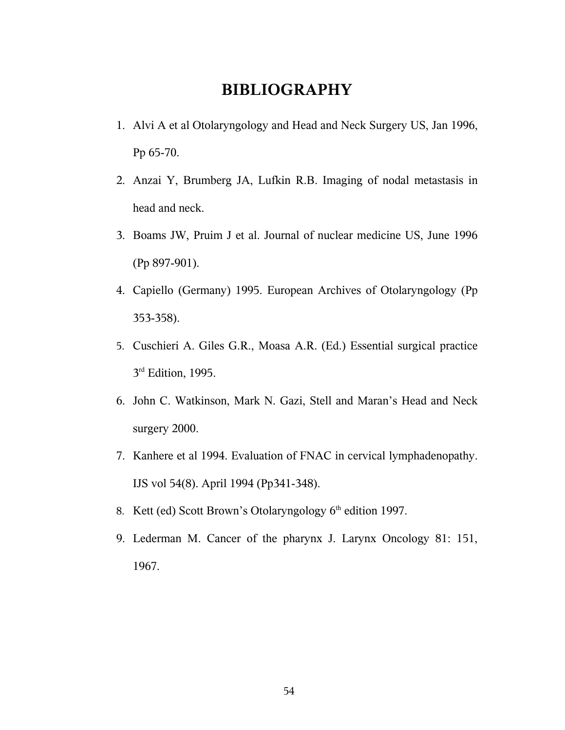# BIBLIOGRAPHY

1. Alvi A et al Otolaryngology and Head and Neck Surgery US, Jan 1996, Pp 65-70.
2. Anzai Y, Brumberg JA, Lufkin R.B. Imaging of nodal metastasis in head and neck.
3. Boams JW, Pruim J et al. Journal of nuclear medicine US, June 1996 (Pp 897-901).
4. Capiello (Germany) 1995. European Archives of Otolaryngology (Pp 353-358).
5. Cuschieri A. Giles G.R., Moasa A.R. (Ed.) Essential surgical practice 3rd Edition, 1995.
6. John C. Watkinson, Mark N. Gazi, Stell and Maran's Head and Neck surgery 2000.
7. Kanhere et al 1994. Evaluation of FNAC in cervical lymphadenopathy. IJS vol 54(8). April 1994 (Pp341-348).
8. Kett (ed) Scott Brown's Otolaryngology 6th edition 1997.
9. Lederman M. Cancer of the pharynx J. Larynx Oncology 81: 151, 1967.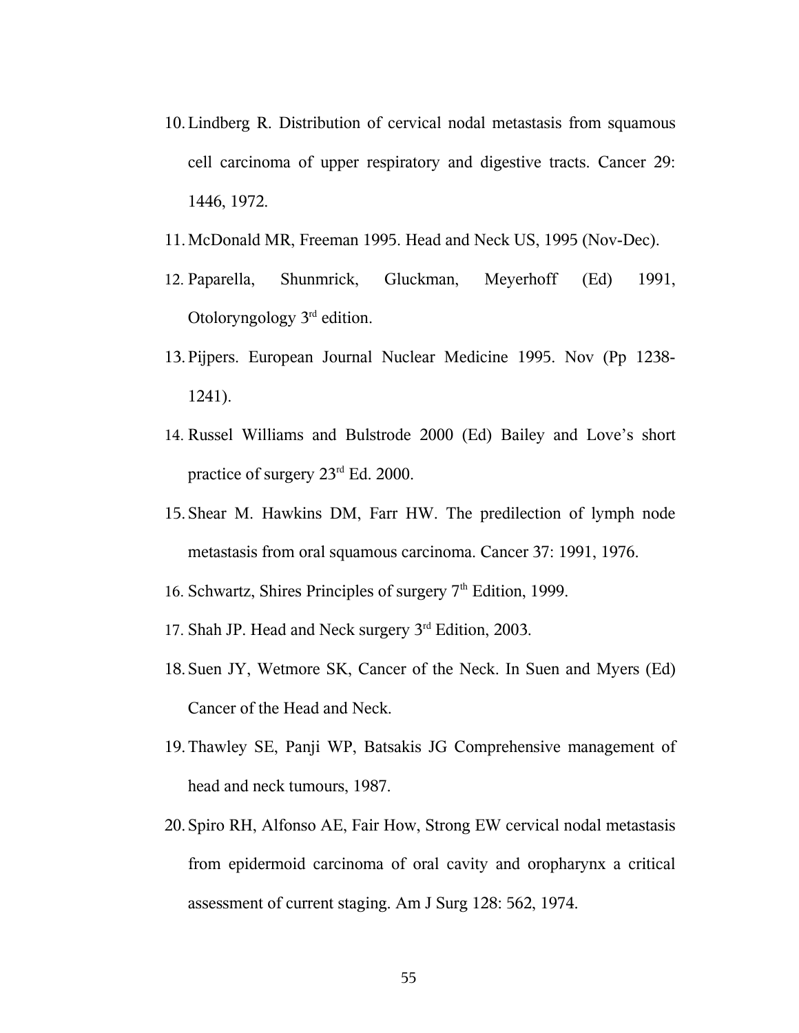10. Lindberg R. Distribution of cervical nodal metastasis from squamous cell carcinoma of upper respiratory and digestive tracts. Cancer 29: 1446, 1972.
11. McDonald MR, Freeman 1995. Head and Neck US, 1995 (Nov-Dec).
12. Paparella, Shunmrick, Gluckman, Meyerhoff (Ed) 1991, Otoloryngology 3rd edition.
13. Pijpers. European Journal Nuclear Medicine 1995. Nov (Pp 1238-1241).
14. Russel Williams and Bulstrode 2000 (Ed) Bailey and Love's short practice of surgery 23rd Ed. 2000.
15. Shear M. Hawkins DM, Farr HW. The predilection of lymph node metastasis from oral squamous carcinoma. Cancer 37: 1991, 1976.
16. Schwartz, Shires Principles of surgery 7th Edition, 1999.
17. Shah JP. Head and Neck surgery 3rd Edition, 2003.
18. Suen JY, Wetmore SK, Cancer of the Neck. In Suen and Myers (Ed) Cancer of the Head and Neck.
19. Thawley SE, Panji WP, Batsakis JG Comprehensive management of head and neck tumours, 1987.
20. Spiro RH, Alfonso AE, Fair How, Strong EW cervical nodal metastasis from epidermoid carcinoma of oral cavity and oropharynx a critical assessment of current staging. Am J Surg 128: 562, 1974.